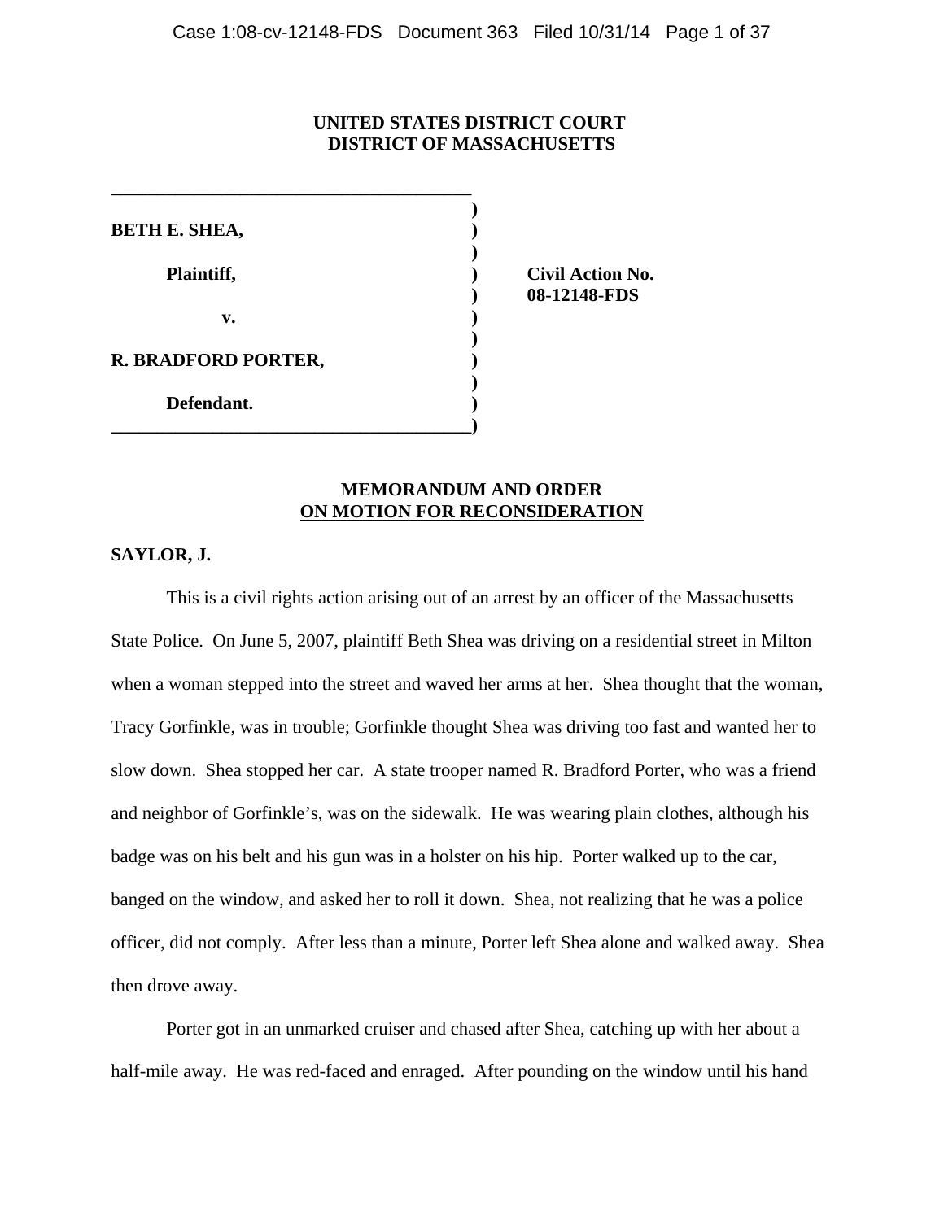**UNITED STATES DISTRICT COURT**
**DISTRICT OF MASSACHUSETTS**

| | | |
|---|---|---|
| **BETH E. SHEA,** | ) | |
| **Plaintiff,** | ) | **Civil Action No.** |
| | ) | **08-12148-FDS** |
| **v.** | ) | |
| **R. BRADFORD PORTER,** | ) | |
| **Defendant.** | ) | |

**MEMORANDUM AND ORDER**
**ON MOTION FOR RECONSIDERATION**

**SAYLOR, J.**

This is a civil rights action arising out of an arrest by an officer of the Massachusetts State Police. On June 5, 2007, plaintiff Beth Shea was driving on a residential street in Milton when a woman stepped into the street and waved her arms at her. Shea thought that the woman, Tracy Gorfinkle, was in trouble; Gorfinkle thought Shea was driving too fast and wanted her to slow down. Shea stopped her car. A state trooper named R. Bradford Porter, who was a friend and neighbor of Gorfinkle's, was on the sidewalk. He was wearing plain clothes, although his badge was on his belt and his gun was in a holster on his hip. Porter walked up to the car, banged on the window, and asked her to roll it down. Shea, not realizing that he was a police officer, did not comply. After less than a minute, Porter left Shea alone and walked away. Shea then drove away.

Porter got in an unmarked cruiser and chased after Shea, catching up with her about a half-mile away. He was red-faced and enraged. After pounding on the window until his hand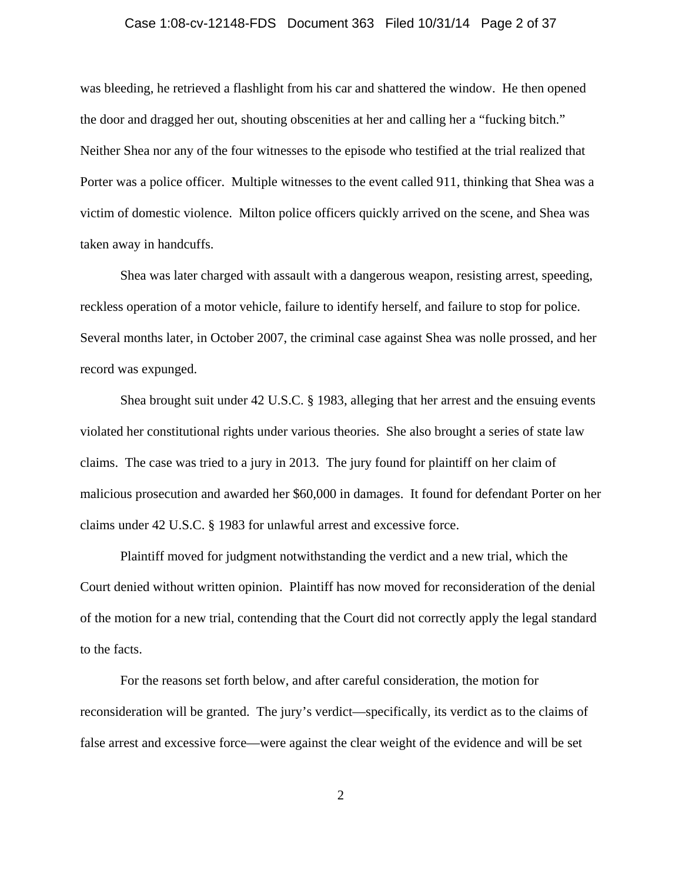was bleeding, he retrieved a flashlight from his car and shattered the window. He then opened the door and dragged her out, shouting obscenities at her and calling her a "fucking bitch." Neither Shea nor any of the four witnesses to the episode who testified at the trial realized that Porter was a police officer. Multiple witnesses to the event called 911, thinking that Shea was a victim of domestic violence. Milton police officers quickly arrived on the scene, and Shea was taken away in handcuffs.

Shea was later charged with assault with a dangerous weapon, resisting arrest, speeding, reckless operation of a motor vehicle, failure to identify herself, and failure to stop for police. Several months later, in October 2007, the criminal case against Shea was nolle prossed, and her record was expunged.

Shea brought suit under 42 U.S.C. § 1983, alleging that her arrest and the ensuing events violated her constitutional rights under various theories. She also brought a series of state law claims. The case was tried to a jury in 2013. The jury found for plaintiff on her claim of malicious prosecution and awarded her $60,000 in damages. It found for defendant Porter on her claims under 42 U.S.C. § 1983 for unlawful arrest and excessive force.

Plaintiff moved for judgment notwithstanding the verdict and a new trial, which the Court denied without written opinion. Plaintiff has now moved for reconsideration of the denial of the motion for a new trial, contending that the Court did not correctly apply the legal standard to the facts.

For the reasons set forth below, and after careful consideration, the motion for reconsideration will be granted. The jury's verdict—specifically, its verdict as to the claims of false arrest and excessive force—were against the clear weight of the evidence and will be set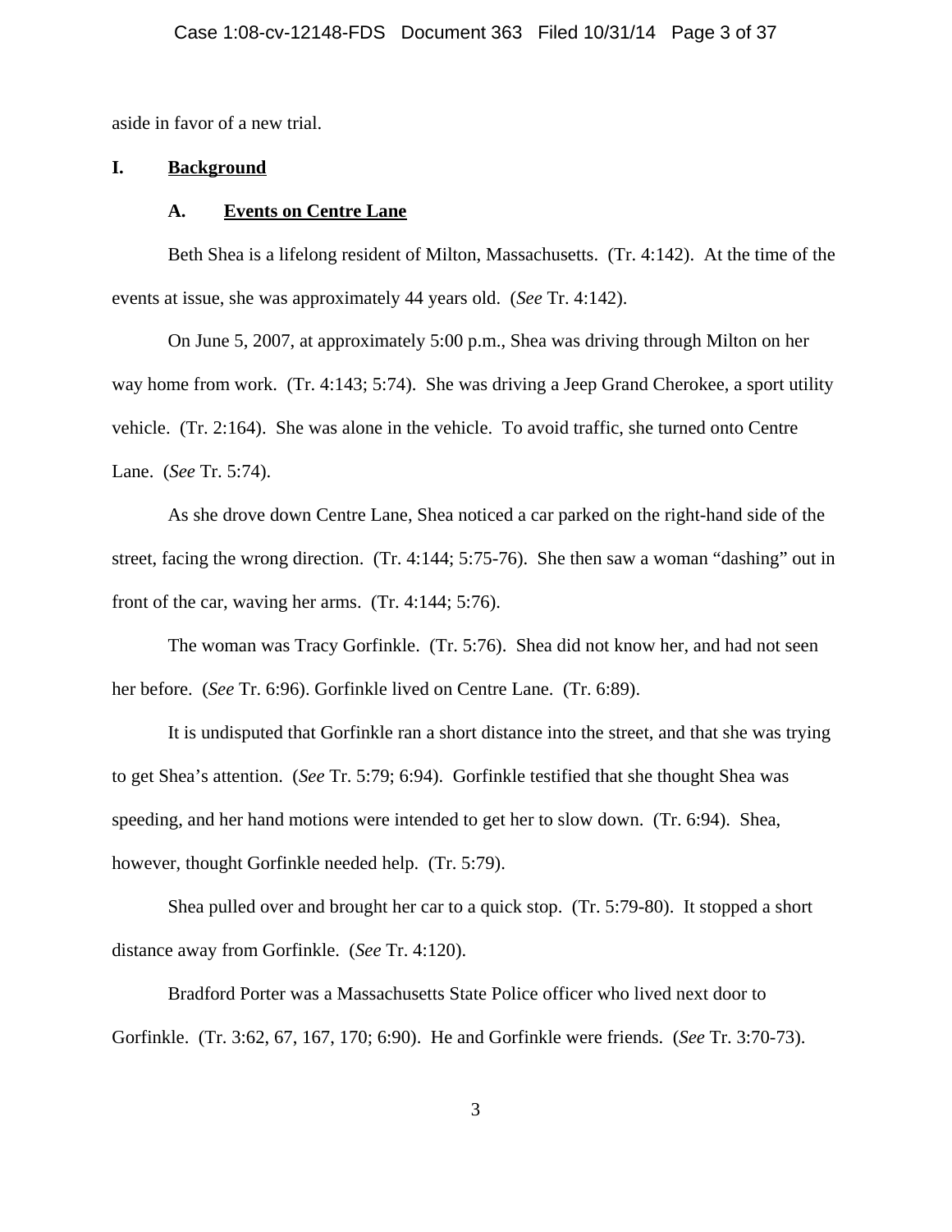aside in favor of a new trial.

## I. Background

### A. Events on Centre Lane

Beth Shea is a lifelong resident of Milton, Massachusetts. (Tr. 4:142). At the time of the events at issue, she was approximately 44 years old. (*See* Tr. 4:142).

On June 5, 2007, at approximately 5:00 p.m., Shea was driving through Milton on her way home from work. (Tr. 4:143; 5:74). She was driving a Jeep Grand Cherokee, a sport utility vehicle. (Tr. 2:164). She was alone in the vehicle. To avoid traffic, she turned onto Centre Lane. (*See* Tr. 5:74).

As she drove down Centre Lane, Shea noticed a car parked on the right-hand side of the street, facing the wrong direction. (Tr. 4:144; 5:75-76). She then saw a woman "dashing" out in front of the car, waving her arms. (Tr. 4:144; 5:76).

The woman was Tracy Gorfinkle. (Tr. 5:76). Shea did not know her, and had not seen her before. (*See* Tr. 6:96). Gorfinkle lived on Centre Lane. (Tr. 6:89).

It is undisputed that Gorfinkle ran a short distance into the street, and that she was trying to get Shea's attention. (*See* Tr. 5:79; 6:94). Gorfinkle testified that she thought Shea was speeding, and her hand motions were intended to get her to slow down. (Tr. 6:94). Shea, however, thought Gorfinkle needed help. (Tr. 5:79).

Shea pulled over and brought her car to a quick stop. (Tr. 5:79-80). It stopped a short distance away from Gorfinkle. (*See* Tr. 4:120).

Bradford Porter was a Massachusetts State Police officer who lived next door to Gorfinkle. (Tr. 3:62, 67, 167, 170; 6:90). He and Gorfinkle were friends. (*See* Tr. 3:70-73).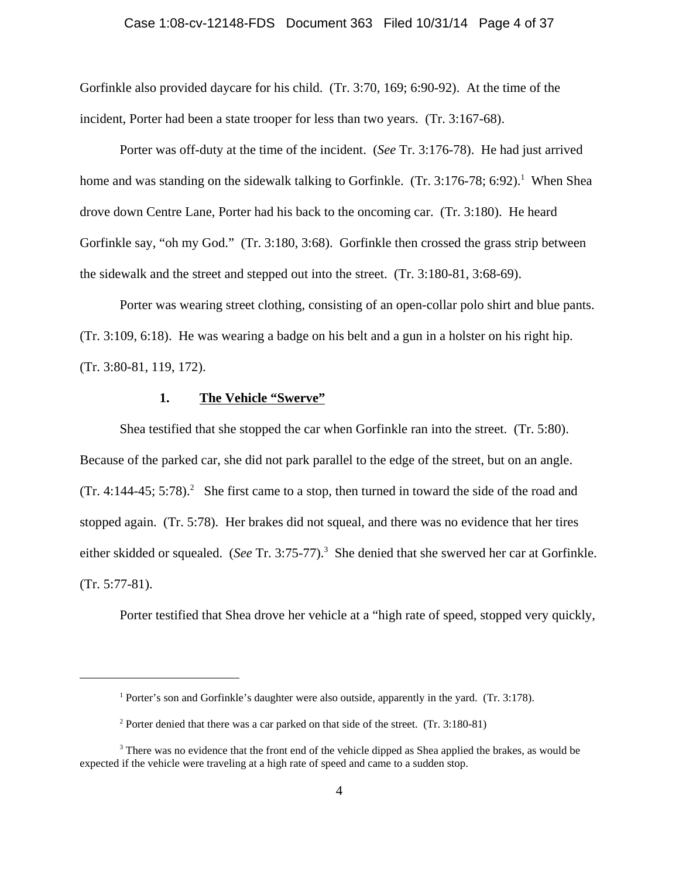Gorfinkle also provided daycare for his child. (Tr. 3:70, 169; 6:90-92). At the time of the incident, Porter had been a state trooper for less than two years. (Tr. 3:167-68).

Porter was off-duty at the time of the incident. (*See* Tr. 3:176-78). He had just arrived home and was standing on the sidewalk talking to Gorfinkle. (Tr. 3:176-78; 6:92).[1] When Shea drove down Centre Lane, Porter had his back to the oncoming car. (Tr. 3:180). He heard Gorfinkle say, "oh my God." (Tr. 3:180, 3:68). Gorfinkle then crossed the grass strip between the sidewalk and the street and stepped out into the street. (Tr. 3:180-81, 3:68-69).

Porter was wearing street clothing, consisting of an open-collar polo shirt and blue pants. (Tr. 3:109, 6:18). He was wearing a badge on his belt and a gun in a holster on his right hip. (Tr. 3:80-81, 119, 172).

### 1. **<u>The Vehicle "Swerve"</u>**

Shea testified that she stopped the car when Gorfinkle ran into the street. (Tr. 5:80). Because of the parked car, she did not park parallel to the edge of the street, but on an angle. (Tr. 4:144-45; 5:78).[2] She first came to a stop, then turned in toward the side of the road and stopped again. (Tr. 5:78). Her brakes did not squeal, and there was no evidence that her tires either skidded or squealed. (*See* Tr. 3:75-77).[3] She denied that she swerved her car at Gorfinkle. (Tr. 5:77-81).

Porter testified that Shea drove her vehicle at a "high rate of speed, stopped very quickly,

---

[1] Porter's son and Gorfinkle's daughter were also outside, apparently in the yard. (Tr. 3:178).

[2] Porter denied that there was a car parked on that side of the street. (Tr. 3:180-81)

[3] There was no evidence that the front end of the vehicle dipped as Shea applied the brakes, as would be expected if the vehicle were traveling at a high rate of speed and came to a sudden stop.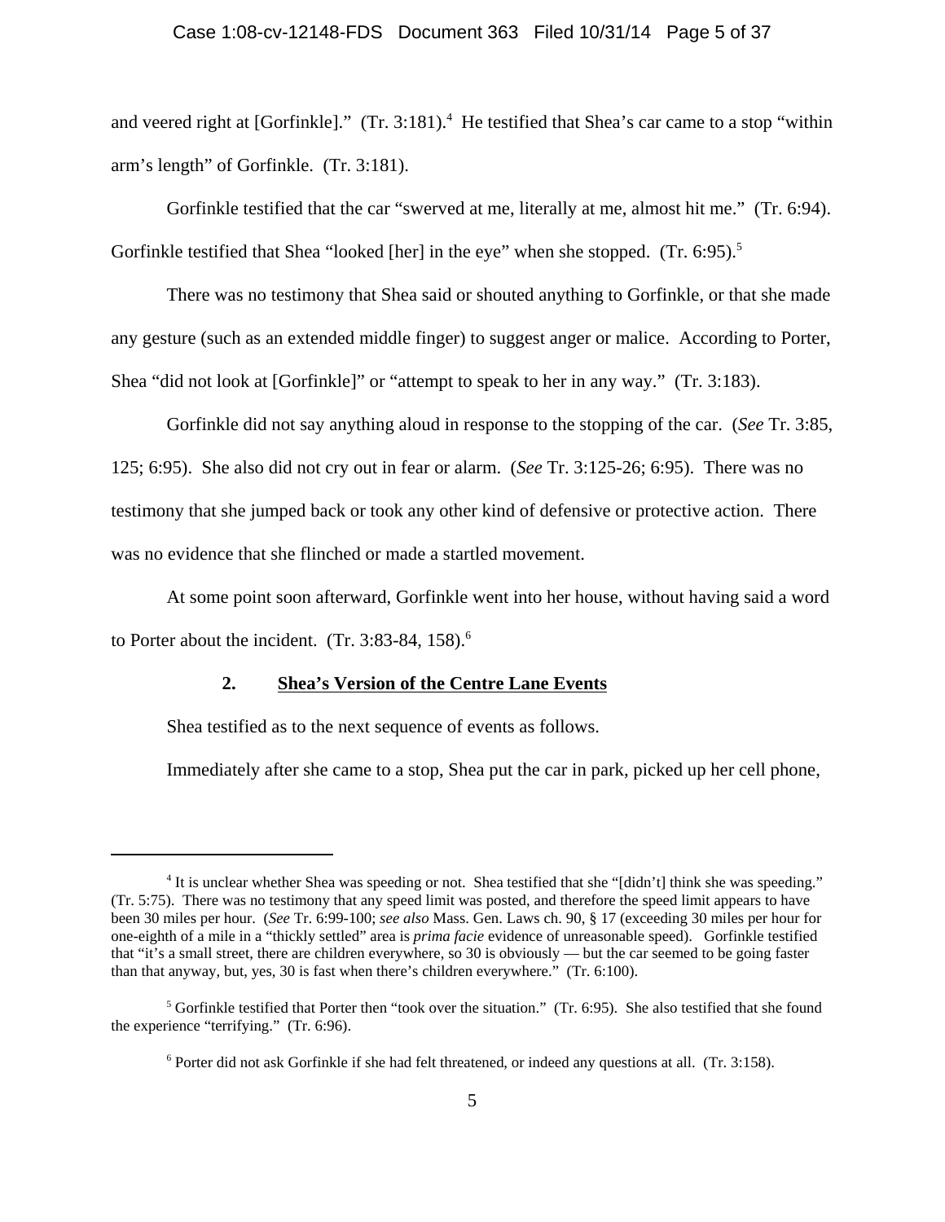and veered right at [Gorfinkle]." (Tr. 3:181).[4] He testified that Shea's car came to a stop "within arm's length" of Gorfinkle. (Tr. 3:181).

Gorfinkle testified that the car "swerved at me, literally at me, almost hit me." (Tr. 6:94). Gorfinkle testified that Shea "looked [her] in the eye" when she stopped. (Tr. 6:95).[5]

There was no testimony that Shea said or shouted anything to Gorfinkle, or that she made any gesture (such as an extended middle finger) to suggest anger or malice. According to Porter, Shea "did not look at [Gorfinkle]" or "attempt to speak to her in any way." (Tr. 3:183).

Gorfinkle did not say anything aloud in response to the stopping of the car. (*See* Tr. 3:85, 125; 6:95). She also did not cry out in fear or alarm. (*See* Tr. 3:125-26; 6:95). There was no testimony that she jumped back or took any other kind of defensive or protective action. There was no evidence that she flinched or made a startled movement.

At some point soon afterward, Gorfinkle went into her house, without having said a word to Porter about the incident. (Tr. 3:83-84, 158).[6]

### 2. Shea's Version of the Centre Lane Events

Shea testified as to the next sequence of events as follows.

Immediately after she came to a stop, Shea put the car in park, picked up her cell phone,

---

[4] It is unclear whether Shea was speeding or not. Shea testified that she "[didn't] think she was speeding." (Tr. 5:75). There was no testimony that any speed limit was posted, and therefore the speed limit appears to have been 30 miles per hour. (*See* Tr. 6:99-100; *see also* Mass. Gen. Laws ch. 90, § 17 (exceeding 30 miles per hour for one-eighth of a mile in a "thickly settled" area is *prima facie* evidence of unreasonable speed). Gorfinkle testified that "it's a small street, there are children everywhere, so 30 is obviously — but the car seemed to be going faster than that anyway, but, yes, 30 is fast when there's children everywhere." (Tr. 6:100).

[5] Gorfinkle testified that Porter then "took over the situation." (Tr. 6:95). She also testified that she found the experience "terrifying." (Tr. 6:96).

[6] Porter did not ask Gorfinkle if she had felt threatened, or indeed any questions at all. (Tr. 3:158).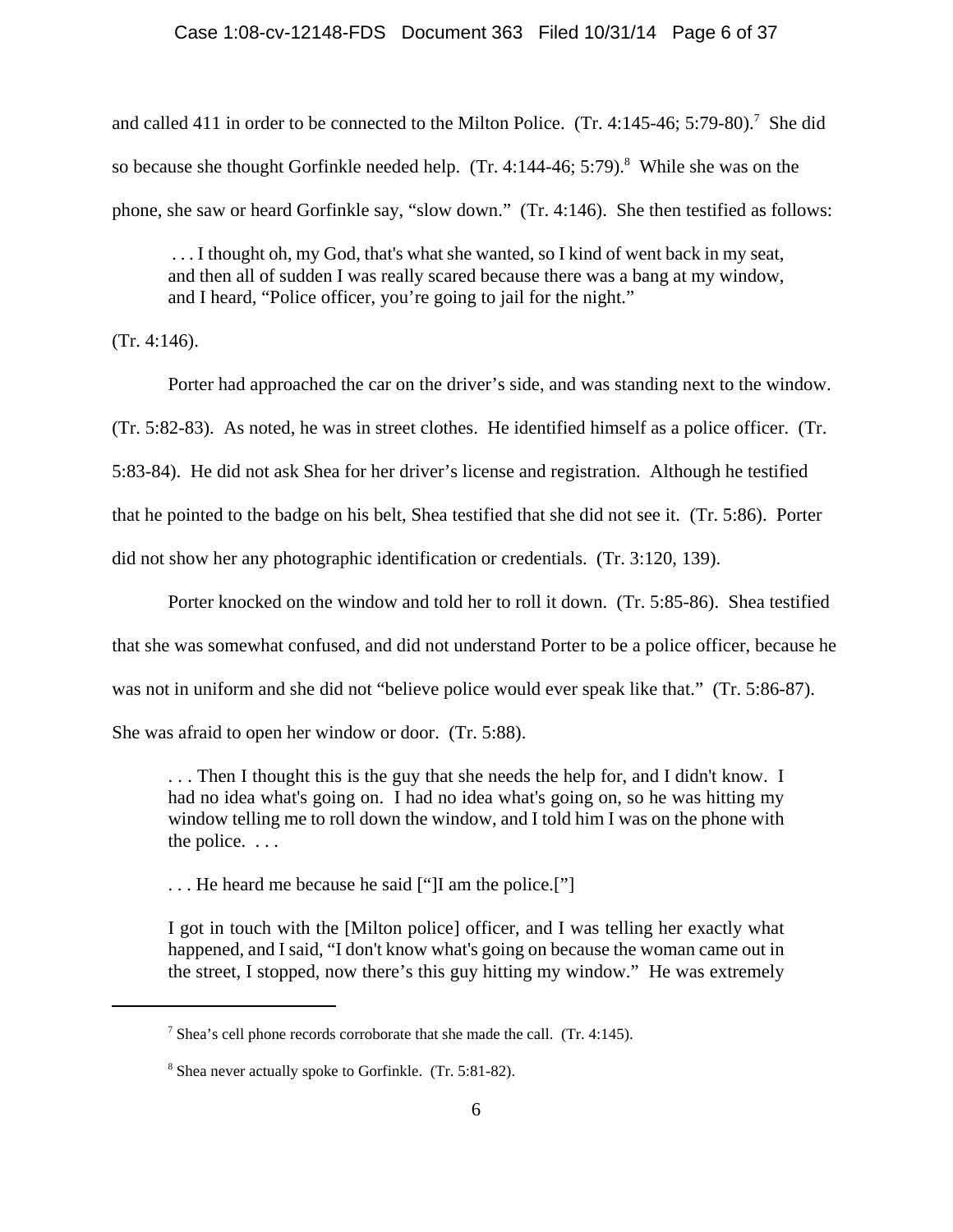and called 411 in order to be connected to the Milton Police. (Tr. 4:145-46; 5:79-80).[7] She did so because she thought Gorfinkle needed help. (Tr. 4:144-46; 5:79).[8] While she was on the phone, she saw or heard Gorfinkle say, "slow down." (Tr. 4:146). She then testified as follows:

> . . . I thought oh, my God, that's what she wanted, so I kind of went back in my seat, and then all of sudden I was really scared because there was a bang at my window, and I heard, "Police officer, you're going to jail for the night."

(Tr. 4:146).

Porter had approached the car on the driver's side, and was standing next to the window. (Tr. 5:82-83). As noted, he was in street clothes. He identified himself as a police officer. (Tr. 5:83-84). He did not ask Shea for her driver's license and registration. Although he testified that he pointed to the badge on his belt, Shea testified that she did not see it. (Tr. 5:86). Porter did not show her any photographic identification or credentials. (Tr. 3:120, 139).

Porter knocked on the window and told her to roll it down. (Tr. 5:85-86). Shea testified that she was somewhat confused, and did not understand Porter to be a police officer, because he was not in uniform and she did not "believe police would ever speak like that." (Tr. 5:86-87). She was afraid to open her window or door. (Tr. 5:88).

> . . . Then I thought this is the guy that she needs the help for, and I didn't know. I had no idea what's going on. I had no idea what's going on, so he was hitting my window telling me to roll down the window, and I told him I was on the phone with the police. . . .
>
> . . . He heard me because he said ["]I am the police.["]
>
> I got in touch with the [Milton police] officer, and I was telling her exactly what happened, and I said, "I don't know what's going on because the woman came out in the street, I stopped, now there's this guy hitting my window." He was extremely

---

[7] Shea's cell phone records corroborate that she made the call. (Tr. 4:145).

[8] Shea never actually spoke to Gorfinkle. (Tr. 5:81-82).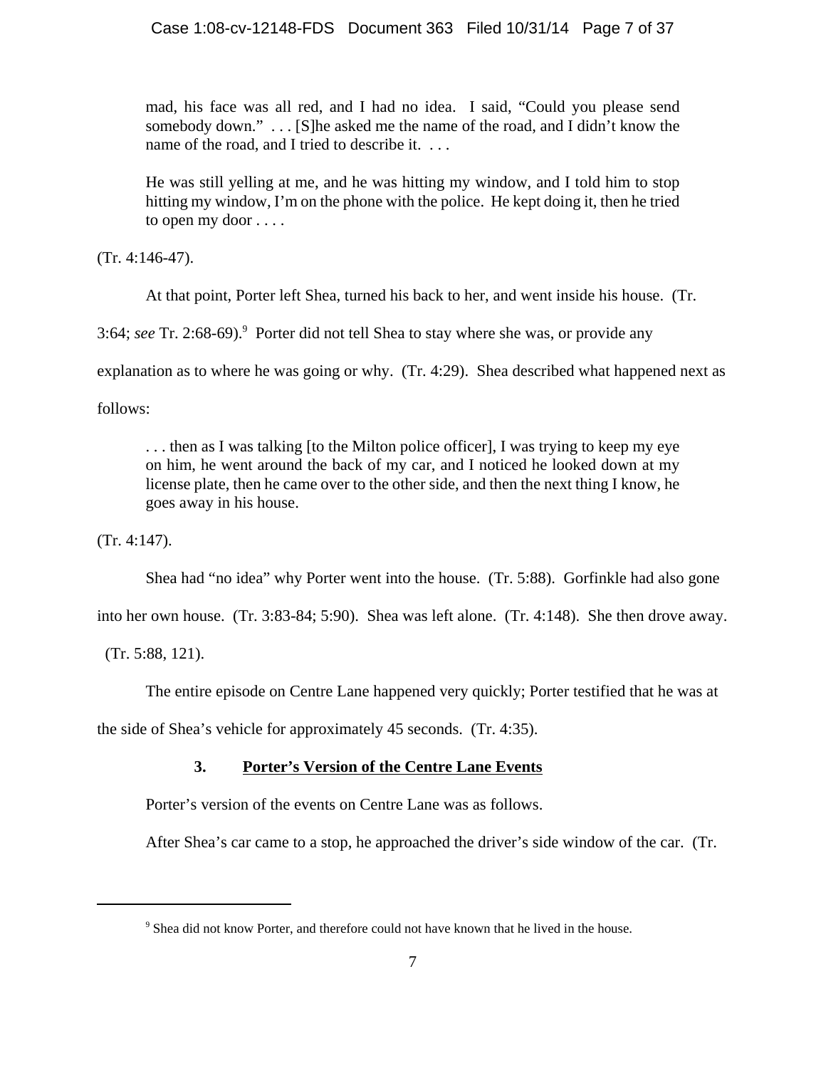> mad, his face was all red, and I had no idea. I said, "Could you please send somebody down." . . . [S]he asked me the name of the road, and I didn't know the name of the road, and I tried to describe it. . . .
>
> He was still yelling at me, and he was hitting my window, and I told him to stop hitting my window, I'm on the phone with the police. He kept doing it, then he tried to open my door . . . .

(Tr. 4:146-47).

At that point, Porter left Shea, turned his back to her, and went inside his house. (Tr. 3:64; *see* Tr. 2:68-69).[9] Porter did not tell Shea to stay where she was, or provide any explanation as to where he was going or why. (Tr. 4:29). Shea described what happened next as follows:

> . . . then as I was talking [to the Milton police officer], I was trying to keep my eye on him, he went around the back of my car, and I noticed he looked down at my license plate, then he came over to the other side, and then the next thing I know, he goes away in his house.

(Tr. 4:147).

Shea had "no idea" why Porter went into the house. (Tr. 5:88). Gorfinkle had also gone into her own house. (Tr. 3:83-84; 5:90). Shea was left alone. (Tr. 4:148). She then drove away. (Tr. 5:88, 121).

The entire episode on Centre Lane happened very quickly; Porter testified that he was at the side of Shea's vehicle for approximately 45 seconds. (Tr. 4:35).

### 3. Porter's Version of the Centre Lane Events

Porter's version of the events on Centre Lane was as follows.

After Shea's car came to a stop, he approached the driver's side window of the car. (Tr.

---

[9] Shea did not know Porter, and therefore could not have known that he lived in the house.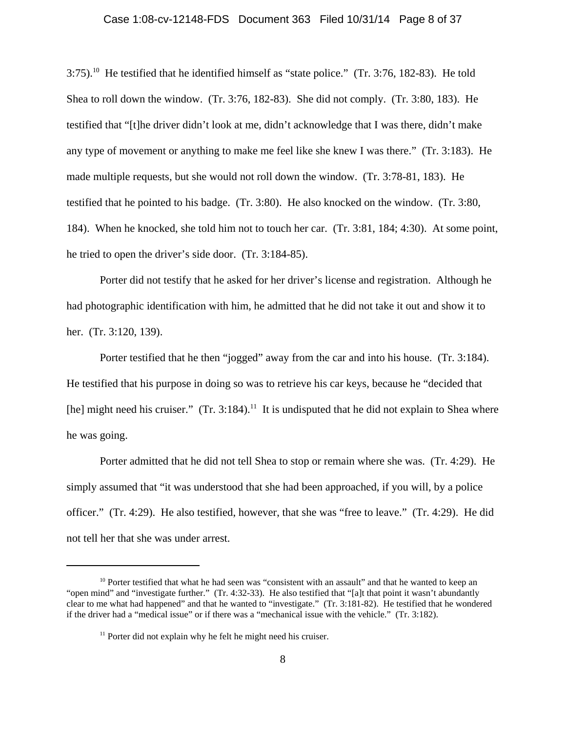3:75).[10] He testified that he identified himself as "state police." (Tr. 3:76, 182-83). He told Shea to roll down the window. (Tr. 3:76, 182-83). She did not comply. (Tr. 3:80, 183). He testified that "[t]he driver didn't look at me, didn't acknowledge that I was there, didn't make any type of movement or anything to make me feel like she knew I was there." (Tr. 3:183). He made multiple requests, but she would not roll down the window. (Tr. 3:78-81, 183). He testified that he pointed to his badge. (Tr. 3:80). He also knocked on the window. (Tr. 3:80, 184). When he knocked, she told him not to touch her car. (Tr. 3:81, 184; 4:30). At some point, he tried to open the driver's side door. (Tr. 3:184-85).

Porter did not testify that he asked for her driver's license and registration. Although he had photographic identification with him, he admitted that he did not take it out and show it to her. (Tr. 3:120, 139).

Porter testified that he then "jogged" away from the car and into his house. (Tr. 3:184). He testified that his purpose in doing so was to retrieve his car keys, because he "decided that [he] might need his cruiser." (Tr. 3:184).[11] It is undisputed that he did not explain to Shea where he was going.

Porter admitted that he did not tell Shea to stop or remain where she was. (Tr. 4:29). He simply assumed that "it was understood that she had been approached, if you will, by a police officer." (Tr. 4:29). He also testified, however, that she was "free to leave." (Tr. 4:29). He did not tell her that she was under arrest.

---

[10] Porter testified that what he had seen was "consistent with an assault" and that he wanted to keep an "open mind" and "investigate further." (Tr. 4:32-33). He also testified that "[a]t that point it wasn't abundantly clear to me what had happened" and that he wanted to "investigate." (Tr. 3:181-82). He testified that he wondered if the driver had a "medical issue" or if there was a "mechanical issue with the vehicle." (Tr. 3:182).

[11] Porter did not explain why he felt he might need his cruiser.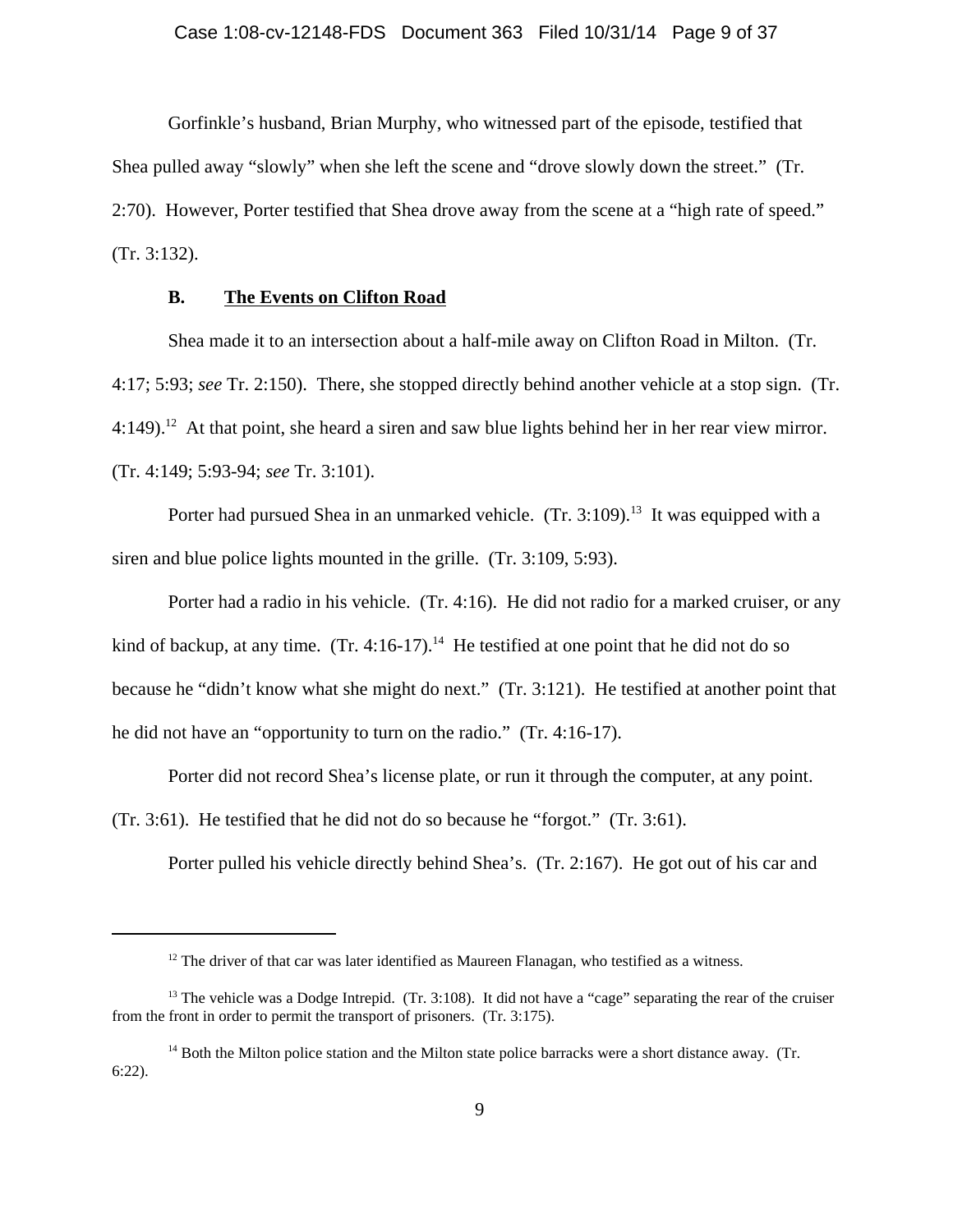Gorfinkle's husband, Brian Murphy, who witnessed part of the episode, testified that Shea pulled away "slowly" when she left the scene and "drove slowly down the street." (Tr. 2:70). However, Porter testified that Shea drove away from the scene at a "high rate of speed." (Tr. 3:132).

### B. <u>The Events on Clifton Road</u>

Shea made it to an intersection about a half-mile away on Clifton Road in Milton. (Tr. 4:17; 5:93; *see* Tr. 2:150). There, she stopped directly behind another vehicle at a stop sign. (Tr. 4:149).[12] At that point, she heard a siren and saw blue lights behind her in her rear view mirror. (Tr. 4:149; 5:93-94; *see* Tr. 3:101).

Porter had pursued Shea in an unmarked vehicle. (Tr. 3:109).[13] It was equipped with a siren and blue police lights mounted in the grille. (Tr. 3:109, 5:93).

Porter had a radio in his vehicle. (Tr. 4:16). He did not radio for a marked cruiser, or any kind of backup, at any time. (Tr. 4:16-17).[14] He testified at one point that he did not do so because he "didn't know what she might do next." (Tr. 3:121). He testified at another point that he did not have an "opportunity to turn on the radio." (Tr. 4:16-17).

Porter did not record Shea's license plate, or run it through the computer, at any point. (Tr. 3:61). He testified that he did not do so because he "forgot." (Tr. 3:61).

Porter pulled his vehicle directly behind Shea's. (Tr. 2:167). He got out of his car and

---

[12] The driver of that car was later identified as Maureen Flanagan, who testified as a witness.

[13] The vehicle was a Dodge Intrepid. (Tr. 3:108). It did not have a "cage" separating the rear of the cruiser from the front in order to permit the transport of prisoners. (Tr. 3:175).

[14] Both the Milton police station and the Milton state police barracks were a short distance away. (Tr. 6:22).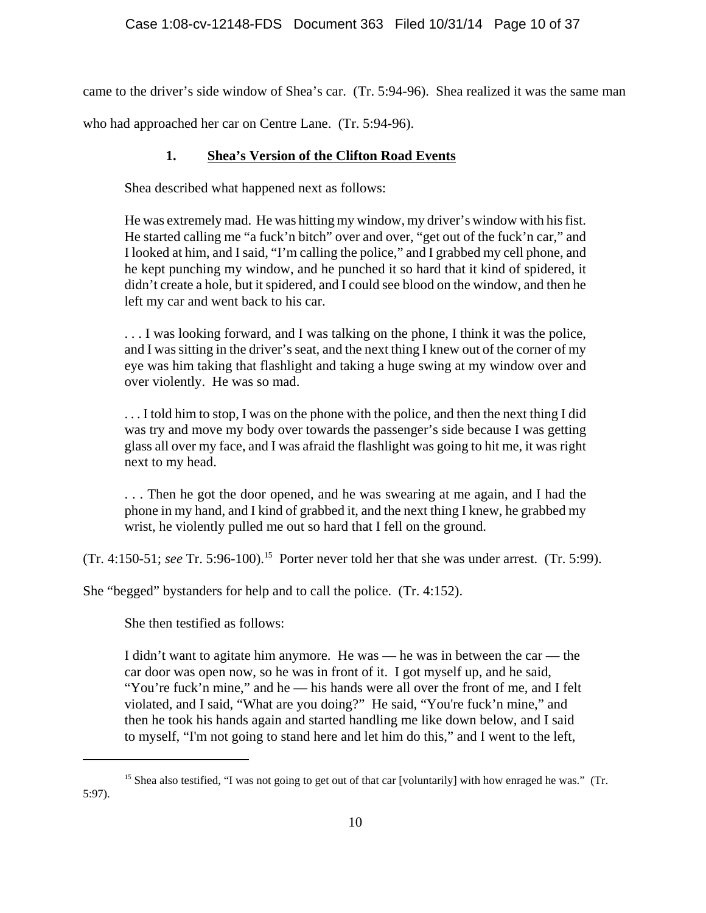came to the driver's side window of Shea's car. (Tr. 5:94-96). Shea realized it was the same man who had approached her car on Centre Lane. (Tr. 5:94-96).

### 1. Shea's Version of the Clifton Road Events

Shea described what happened next as follows:

> He was extremely mad. He was hitting my window, my driver's window with his fist. He started calling me "a fuck'n bitch" over and over, "get out of the fuck'n car," and I looked at him, and I said, "I'm calling the police," and I grabbed my cell phone, and he kept punching my window, and he punched it so hard that it kind of spidered, it didn't create a hole, but it spidered, and I could see blood on the window, and then he left my car and went back to his car.
>
> . . . I was looking forward, and I was talking on the phone, I think it was the police, and I was sitting in the driver's seat, and the next thing I knew out of the corner of my eye was him taking that flashlight and taking a huge swing at my window over and over violently. He was so mad.
>
> . . . I told him to stop, I was on the phone with the police, and then the next thing I did was try and move my body over towards the passenger's side because I was getting glass all over my face, and I was afraid the flashlight was going to hit me, it was right next to my head.
>
> . . . Then he got the door opened, and he was swearing at me again, and I had the phone in my hand, and I kind of grabbed it, and the next thing I knew, he grabbed my wrist, he violently pulled me out so hard that I fell on the ground.

(Tr. 4:150-51; *see* Tr. 5:96-100).[15] Porter never told her that she was under arrest. (Tr. 5:99). She "begged" bystanders for help and to call the police. (Tr. 4:152).

She then testified as follows:

> I didn't want to agitate him anymore. He was — he was in between the car — the car door was open now, so he was in front of it. I got myself up, and he said, "You're fuck'n mine," and he — his hands were all over the front of me, and I felt violated, and I said, "What are you doing?" He said, "You're fuck'n mine," and then he took his hands again and started handling me like down below, and I said to myself, "I'm not going to stand here and let him do this," and I went to the left,

---

[15] Shea also testified, "I was not going to get out of that car [voluntarily] with how enraged he was." (Tr. 5:97).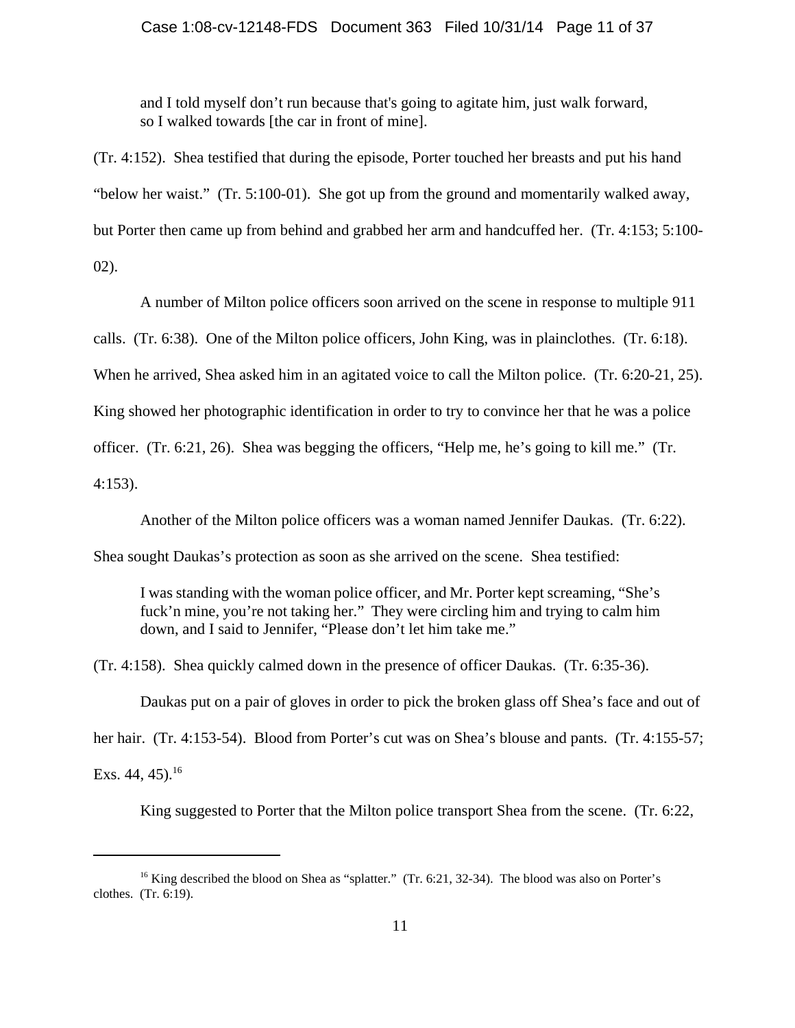> and I told myself don't run because that's going to agitate him, just walk forward, so I walked towards [the car in front of mine].

(Tr. 4:152). Shea testified that during the episode, Porter touched her breasts and put his hand "below her waist." (Tr. 5:100-01). She got up from the ground and momentarily walked away, but Porter then came up from behind and grabbed her arm and handcuffed her. (Tr. 4:153; 5:100-02).

A number of Milton police officers soon arrived on the scene in response to multiple 911 calls. (Tr. 6:38). One of the Milton police officers, John King, was in plainclothes. (Tr. 6:18). When he arrived, Shea asked him in an agitated voice to call the Milton police. (Tr. 6:20-21, 25). King showed her photographic identification in order to try to convince her that he was a police officer. (Tr. 6:21, 26). Shea was begging the officers, "Help me, he's going to kill me." (Tr. 4:153).

Another of the Milton police officers was a woman named Jennifer Daukas. (Tr. 6:22). Shea sought Daukas's protection as soon as she arrived on the scene. Shea testified:

> I was standing with the woman police officer, and Mr. Porter kept screaming, "She's fuck'n mine, you're not taking her." They were circling him and trying to calm him down, and I said to Jennifer, "Please don't let him take me."

(Tr. 4:158). Shea quickly calmed down in the presence of officer Daukas. (Tr. 6:35-36).

Daukas put on a pair of gloves in order to pick the broken glass off Shea's face and out of her hair. (Tr. 4:153-54). Blood from Porter's cut was on Shea's blouse and pants. (Tr. 4:155-57; Exs. 44, 45).[16]

King suggested to Porter that the Milton police transport Shea from the scene. (Tr. 6:22,

---

[16] King described the blood on Shea as "splatter." (Tr. 6:21, 32-34). The blood was also on Porter's clothes. (Tr. 6:19).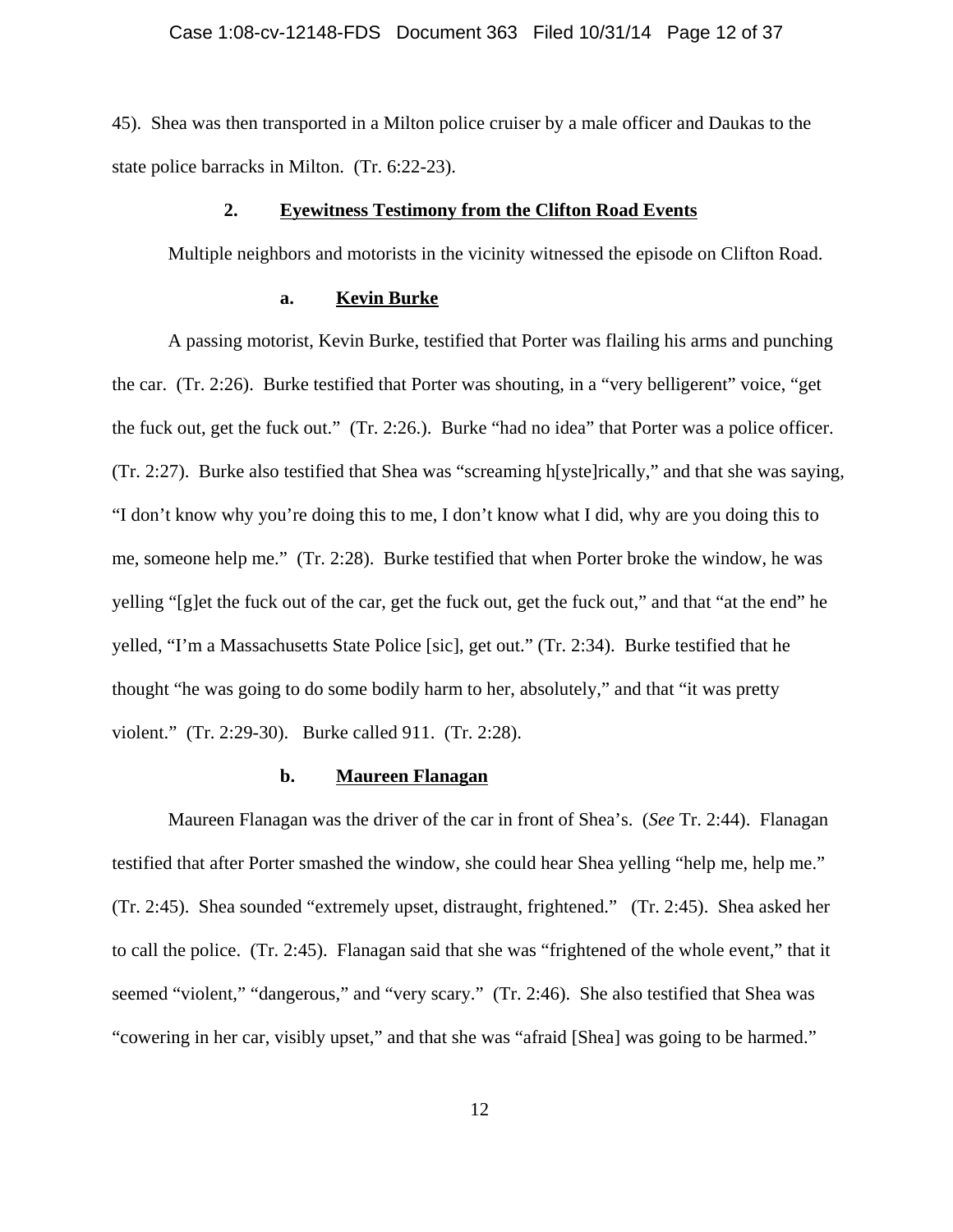45). Shea was then transported in a Milton police cruiser by a male officer and Daukas to the state police barracks in Milton. (Tr. 6:22-23).

### 2. Eyewitness Testimony from the Clifton Road Events

Multiple neighbors and motorists in the vicinity witnessed the episode on Clifton Road.

#### a. Kevin Burke

A passing motorist, Kevin Burke, testified that Porter was flailing his arms and punching the car. (Tr. 2:26). Burke testified that Porter was shouting, in a "very belligerent" voice, "get the fuck out, get the fuck out." (Tr. 2:26.). Burke "had no idea" that Porter was a police officer. (Tr. 2:27). Burke also testified that Shea was "screaming h[yste]rically," and that she was saying, "I don't know why you're doing this to me, I don't know what I did, why are you doing this to me, someone help me." (Tr. 2:28). Burke testified that when Porter broke the window, he was yelling "[g]et the fuck out of the car, get the fuck out, get the fuck out," and that "at the end" he yelled, "I'm a Massachusetts State Police [sic], get out." (Tr. 2:34). Burke testified that he thought "he was going to do some bodily harm to her, absolutely," and that "it was pretty violent." (Tr. 2:29-30). Burke called 911. (Tr. 2:28).

#### b. Maureen Flanagan

Maureen Flanagan was the driver of the car in front of Shea's. (*See* Tr. 2:44). Flanagan testified that after Porter smashed the window, she could hear Shea yelling "help me, help me." (Tr. 2:45). Shea sounded "extremely upset, distraught, frightened." (Tr. 2:45). Shea asked her to call the police. (Tr. 2:45). Flanagan said that she was "frightened of the whole event," that it seemed "violent," "dangerous," and "very scary." (Tr. 2:46). She also testified that Shea was "cowering in her car, visibly upset," and that she was "afraid [Shea] was going to be harmed."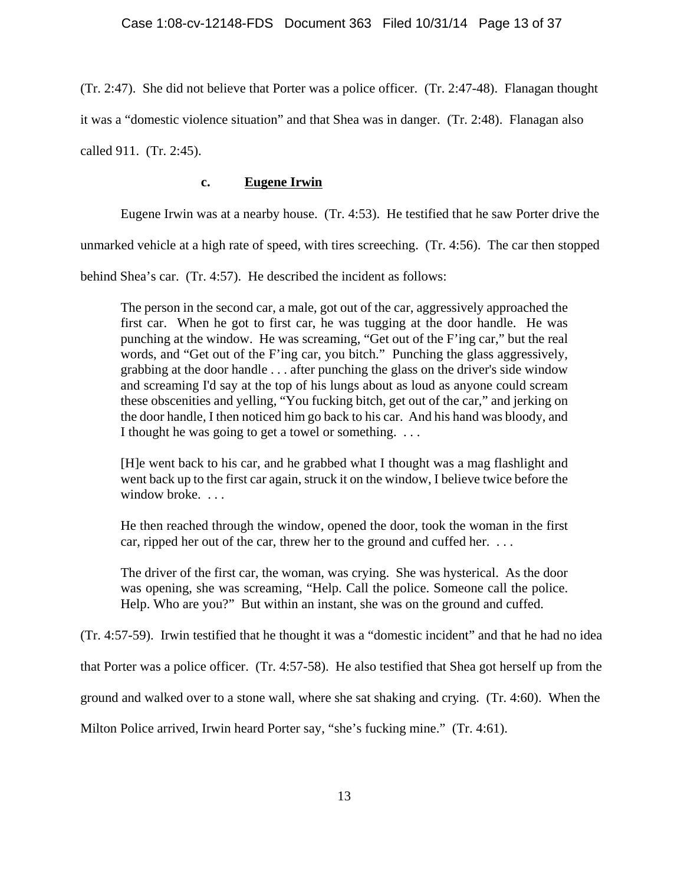(Tr. 2:47). She did not believe that Porter was a police officer. (Tr. 2:47-48). Flanagan thought it was a "domestic violence situation" and that Shea was in danger. (Tr. 2:48). Flanagan also called 911. (Tr. 2:45).

#### c. Eugene Irwin

Eugene Irwin was at a nearby house. (Tr. 4:53). He testified that he saw Porter drive the unmarked vehicle at a high rate of speed, with tires screeching. (Tr. 4:56). The car then stopped behind Shea's car. (Tr. 4:57). He described the incident as follows:

> The person in the second car, a male, got out of the car, aggressively approached the first car. When he got to first car, he was tugging at the door handle. He was punching at the window. He was screaming, "Get out of the F'ing car," but the real words, and "Get out of the F'ing car, you bitch." Punching the glass aggressively, grabbing at the door handle . . . after punching the glass on the driver's side window and screaming I'd say at the top of his lungs about as loud as anyone could scream these obscenities and yelling, "You fucking bitch, get out of the car," and jerking on the door handle, I then noticed him go back to his car. And his hand was bloody, and I thought he was going to get a towel or something. . . .
>
> [H]e went back to his car, and he grabbed what I thought was a mag flashlight and went back up to the first car again, struck it on the window, I believe twice before the window broke. . . .
>
> He then reached through the window, opened the door, took the woman in the first car, ripped her out of the car, threw her to the ground and cuffed her. . . .
>
> The driver of the first car, the woman, was crying. She was hysterical. As the door was opening, she was screaming, "Help. Call the police. Someone call the police. Help. Who are you?" But within an instant, she was on the ground and cuffed.

(Tr. 4:57-59). Irwin testified that he thought it was a "domestic incident" and that he had no idea that Porter was a police officer. (Tr. 4:57-58). He also testified that Shea got herself up from the ground and walked over to a stone wall, where she sat shaking and crying. (Tr. 4:60). When the Milton Police arrived, Irwin heard Porter say, "she's fucking mine." (Tr. 4:61).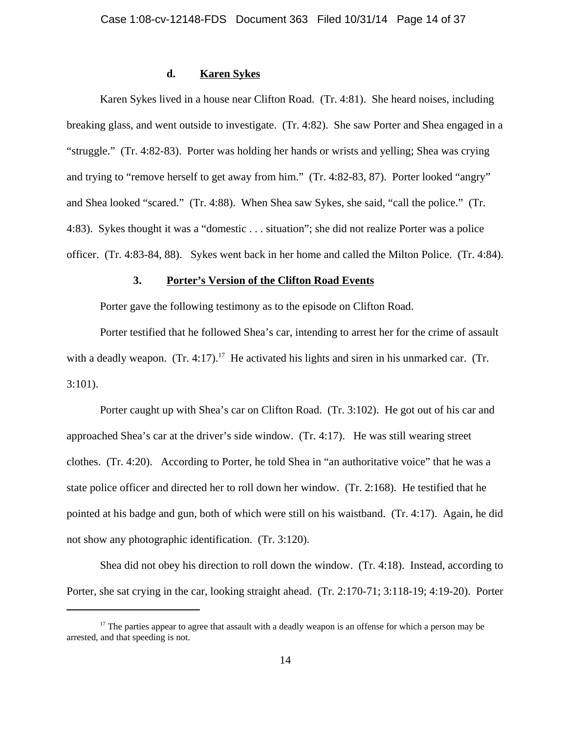#### d. Karen Sykes

Karen Sykes lived in a house near Clifton Road. (Tr. 4:81). She heard noises, including breaking glass, and went outside to investigate. (Tr. 4:82). She saw Porter and Shea engaged in a "struggle." (Tr. 4:82-83). Porter was holding her hands or wrists and yelling; Shea was crying and trying to "remove herself to get away from him." (Tr. 4:82-83, 87). Porter looked "angry" and Shea looked "scared." (Tr. 4:88). When Shea saw Sykes, she said, "call the police." (Tr. 4:83). Sykes thought it was a "domestic . . . situation"; she did not realize Porter was a police officer. (Tr. 4:83-84, 88). Sykes went back in her home and called the Milton Police. (Tr. 4:84).

### 3. Porter's Version of the Clifton Road Events

Porter gave the following testimony as to the episode on Clifton Road.

Porter testified that he followed Shea's car, intending to arrest her for the crime of assault with a deadly weapon. (Tr. 4:17).[17] He activated his lights and siren in his unmarked car. (Tr. 3:101).

Porter caught up with Shea's car on Clifton Road. (Tr. 3:102). He got out of his car and approached Shea's car at the driver's side window. (Tr. 4:17). He was still wearing street clothes. (Tr. 4:20). According to Porter, he told Shea in "an authoritative voice" that he was a state police officer and directed her to roll down her window. (Tr. 2:168). He testified that he pointed at his badge and gun, both of which were still on his waistband. (Tr. 4:17). Again, he did not show any photographic identification. (Tr. 3:120).

Shea did not obey his direction to roll down the window. (Tr. 4:18). Instead, according to Porter, she sat crying in the car, looking straight ahead. (Tr. 2:170-71; 3:118-19; 4:19-20). Porter

---

[17] The parties appear to agree that assault with a deadly weapon is an offense for which a person may be arrested, and that speeding is not.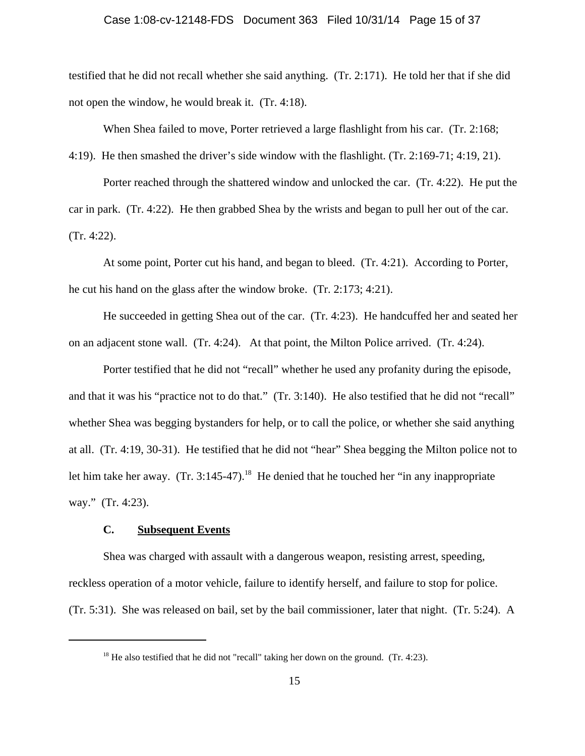testified that he did not recall whether she said anything. (Tr. 2:171). He told her that if she did not open the window, he would break it. (Tr. 4:18).

When Shea failed to move, Porter retrieved a large flashlight from his car. (Tr. 2:168; 4:19). He then smashed the driver's side window with the flashlight. (Tr. 2:169-71; 4:19, 21).

Porter reached through the shattered window and unlocked the car. (Tr. 4:22). He put the car in park. (Tr. 4:22). He then grabbed Shea by the wrists and began to pull her out of the car. (Tr. 4:22).

At some point, Porter cut his hand, and began to bleed. (Tr. 4:21). According to Porter, he cut his hand on the glass after the window broke. (Tr. 2:173; 4:21).

He succeeded in getting Shea out of the car. (Tr. 4:23). He handcuffed her and seated her on an adjacent stone wall. (Tr. 4:24). At that point, the Milton Police arrived. (Tr. 4:24).

Porter testified that he did not "recall" whether he used any profanity during the episode, and that it was his "practice not to do that." (Tr. 3:140). He also testified that he did not "recall" whether Shea was begging bystanders for help, or to call the police, or whether she said anything at all. (Tr. 4:19, 30-31). He testified that he did not "hear" Shea begging the Milton police not to let him take her away. (Tr. 3:145-47).[18] He denied that he touched her "in any inappropriate way." (Tr. 4:23).

### C. Subsequent Events

Shea was charged with assault with a dangerous weapon, resisting arrest, speeding, reckless operation of a motor vehicle, failure to identify herself, and failure to stop for police. (Tr. 5:31). She was released on bail, set by the bail commissioner, later that night. (Tr. 5:24). A

---

[18] He also testified that he did not "recall" taking her down on the ground. (Tr. 4:23).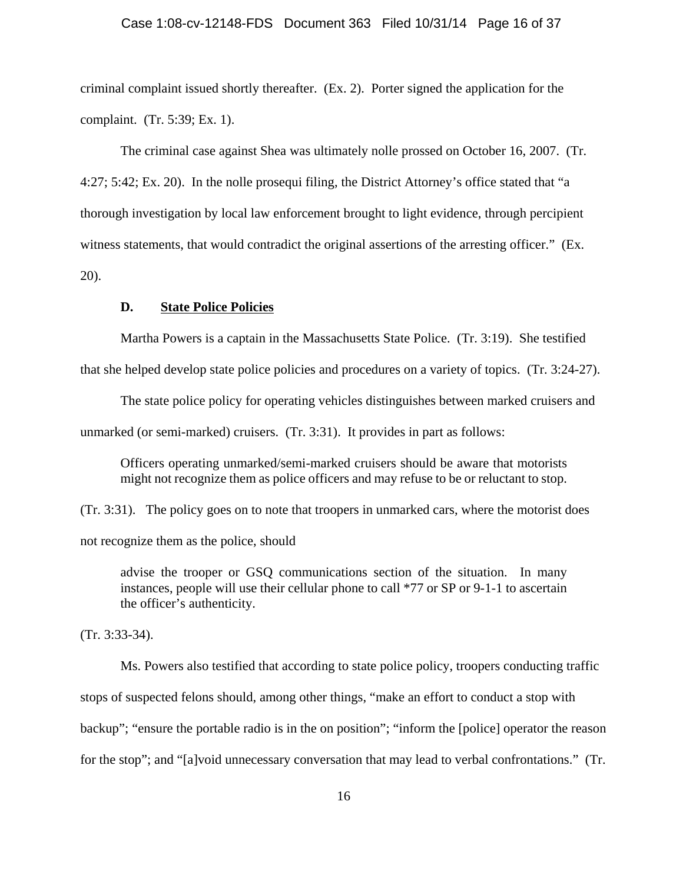criminal complaint issued shortly thereafter. (Ex. 2). Porter signed the application for the complaint. (Tr. 5:39; Ex. 1).

The criminal case against Shea was ultimately nolle prossed on October 16, 2007. (Tr. 4:27; 5:42; Ex. 20). In the nolle prosequi filing, the District Attorney's office stated that "a thorough investigation by local law enforcement brought to light evidence, through percipient witness statements, that would contradict the original assertions of the arresting officer." (Ex. 20).

### D. State Police Policies

Martha Powers is a captain in the Massachusetts State Police. (Tr. 3:19). She testified that she helped develop state police policies and procedures on a variety of topics. (Tr. 3:24-27).

The state police policy for operating vehicles distinguishes between marked cruisers and unmarked (or semi-marked) cruisers. (Tr. 3:31). It provides in part as follows:

> Officers operating unmarked/semi-marked cruisers should be aware that motorists might not recognize them as police officers and may refuse to be or reluctant to stop.

(Tr. 3:31). The policy goes on to note that troopers in unmarked cars, where the motorist does not recognize them as the police, should

> advise the trooper or GSQ communications section of the situation. In many instances, people will use their cellular phone to call *77 or SP or 9-1-1 to ascertain the officer's authenticity.

(Tr. 3:33-34).

Ms. Powers also testified that according to state police policy, troopers conducting traffic stops of suspected felons should, among other things, "make an effort to conduct a stop with backup"; "ensure the portable radio is in the on position"; "inform the [police] operator the reason for the stop"; and "[a]void unnecessary conversation that may lead to verbal confrontations." (Tr.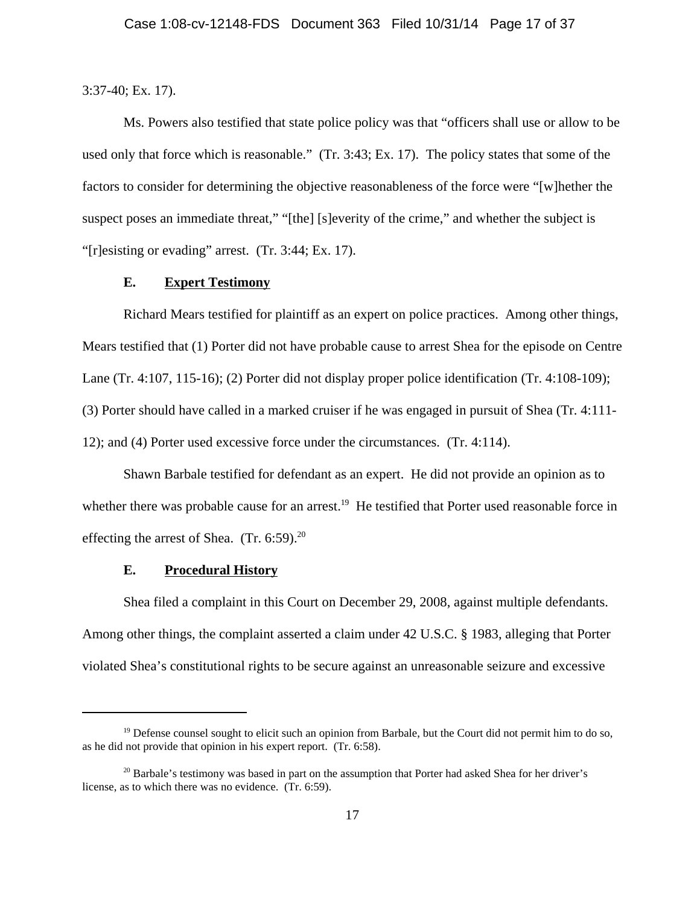3:37-40; Ex. 17).

Ms. Powers also testified that state police policy was that "officers shall use or allow to be used only that force which is reasonable." (Tr. 3:43; Ex. 17). The policy states that some of the factors to consider for determining the objective reasonableness of the force were "[w]hether the suspect poses an immediate threat," "[the] [s]everity of the crime," and whether the subject is "[r]esisting or evading" arrest. (Tr. 3:44; Ex. 17).

### E. **Expert Testimony**

Richard Mears testified for plaintiff as an expert on police practices. Among other things, Mears testified that (1) Porter did not have probable cause to arrest Shea for the episode on Centre Lane (Tr. 4:107, 115-16); (2) Porter did not display proper police identification (Tr. 4:108-109); (3) Porter should have called in a marked cruiser if he was engaged in pursuit of Shea (Tr. 4:111-12); and (4) Porter used excessive force under the circumstances. (Tr. 4:114).

Shawn Barbale testified for defendant as an expert. He did not provide an opinion as to whether there was probable cause for an arrest.[19] He testified that Porter used reasonable force in effecting the arrest of Shea. (Tr. 6:59).[20]

### E. **Procedural History**

Shea filed a complaint in this Court on December 29, 2008, against multiple defendants. Among other things, the complaint asserted a claim under 42 U.S.C. § 1983, alleging that Porter violated Shea's constitutional rights to be secure against an unreasonable seizure and excessive

---

[19] Defense counsel sought to elicit such an opinion from Barbale, but the Court did not permit him to do so, as he did not provide that opinion in his expert report. (Tr. 6:58).

[20] Barbale's testimony was based in part on the assumption that Porter had asked Shea for her driver's license, as to which there was no evidence. (Tr. 6:59).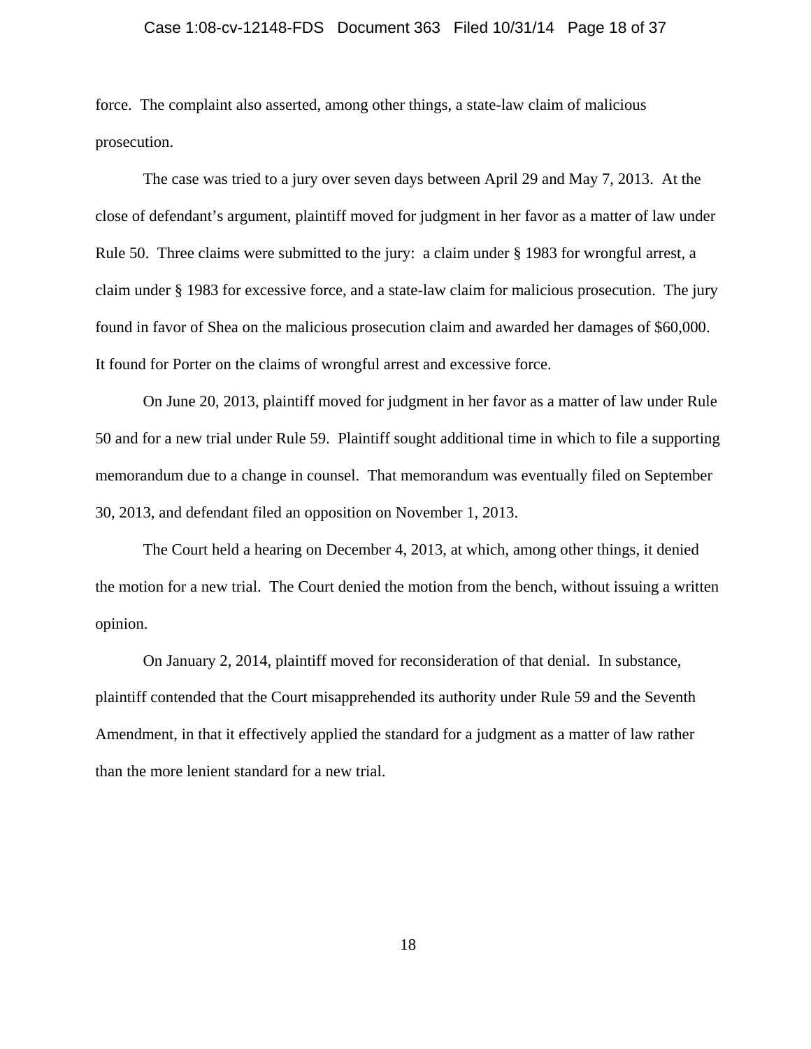force. The complaint also asserted, among other things, a state-law claim of malicious prosecution.

The case was tried to a jury over seven days between April 29 and May 7, 2013. At the close of defendant's argument, plaintiff moved for judgment in her favor as a matter of law under Rule 50. Three claims were submitted to the jury: a claim under § 1983 for wrongful arrest, a claim under § 1983 for excessive force, and a state-law claim for malicious prosecution. The jury found in favor of Shea on the malicious prosecution claim and awarded her damages of $60,000. It found for Porter on the claims of wrongful arrest and excessive force.

On June 20, 2013, plaintiff moved for judgment in her favor as a matter of law under Rule 50 and for a new trial under Rule 59. Plaintiff sought additional time in which to file a supporting memorandum due to a change in counsel. That memorandum was eventually filed on September 30, 2013, and defendant filed an opposition on November 1, 2013.

The Court held a hearing on December 4, 2013, at which, among other things, it denied the motion for a new trial. The Court denied the motion from the bench, without issuing a written opinion.

On January 2, 2014, plaintiff moved for reconsideration of that denial. In substance, plaintiff contended that the Court misapprehended its authority under Rule 59 and the Seventh Amendment, in that it effectively applied the standard for a judgment as a matter of law rather than the more lenient standard for a new trial.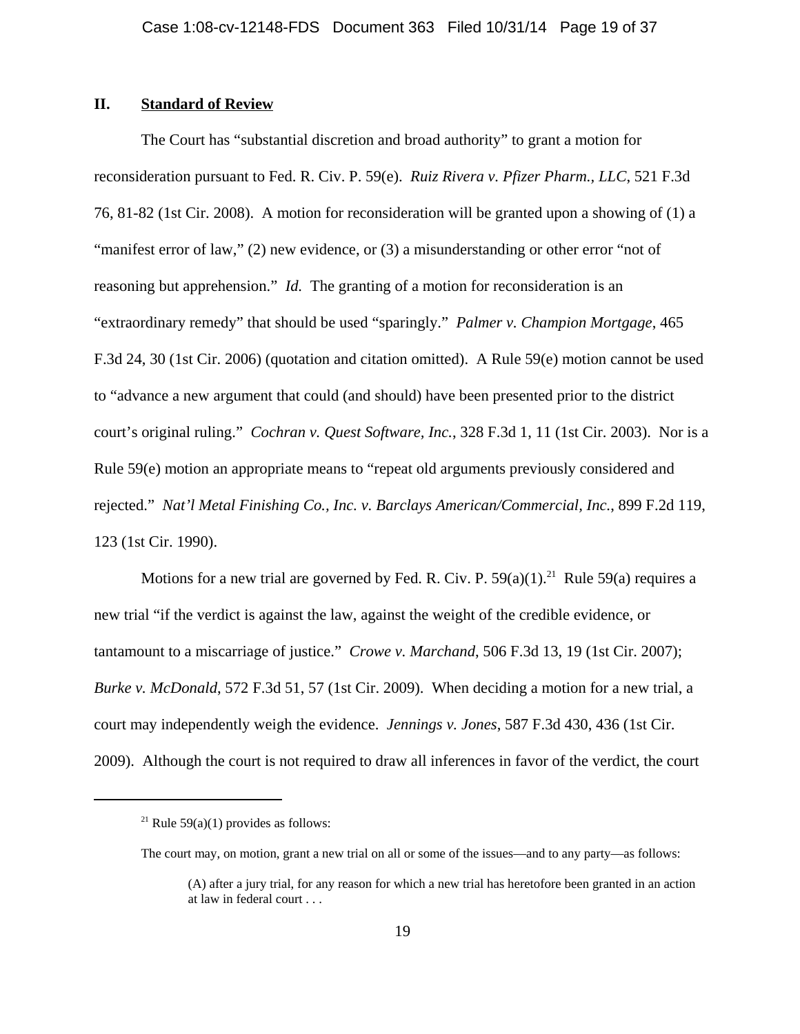## II. **Standard of Review**

The Court has "substantial discretion and broad authority" to grant a motion for reconsideration pursuant to Fed. R. Civ. P. 59(e). *Ruiz Rivera v. Pfizer Pharm., LLC*, 521 F.3d 76, 81-82 (1st Cir. 2008). A motion for reconsideration will be granted upon a showing of (1) a "manifest error of law," (2) new evidence, or (3) a misunderstanding or other error "not of reasoning but apprehension." *Id.* The granting of a motion for reconsideration is an "extraordinary remedy" that should be used "sparingly." *Palmer v. Champion Mortgage*, 465 F.3d 24, 30 (1st Cir. 2006) (quotation and citation omitted). A Rule 59(e) motion cannot be used to "advance a new argument that could (and should) have been presented prior to the district court's original ruling." *Cochran v. Quest Software, Inc.*, 328 F.3d 1, 11 (1st Cir. 2003). Nor is a Rule 59(e) motion an appropriate means to "repeat old arguments previously considered and rejected." *Nat'l Metal Finishing Co., Inc. v. Barclays American/Commercial, Inc.*, 899 F.2d 119, 123 (1st Cir. 1990).

Motions for a new trial are governed by Fed. R. Civ. P. 59(a)(1).[21] Rule 59(a) requires a new trial "if the verdict is against the law, against the weight of the credible evidence, or tantamount to a miscarriage of justice." *Crowe v. Marchand*, 506 F.3d 13, 19 (1st Cir. 2007); *Burke v. McDonald*, 572 F.3d 51, 57 (1st Cir. 2009). When deciding a motion for a new trial, a court may independently weigh the evidence. *Jennings v. Jones*, 587 F.3d 430, 436 (1st Cir. 2009). Although the court is not required to draw all inferences in favor of the verdict, the court

---

[21] Rule 59(a)(1) provides as follows:

The court may, on motion, grant a new trial on all or some of the issues—and to any party—as follows:

> (A) after a jury trial, for any reason for which a new trial has heretofore been granted in an action at law in federal court . . .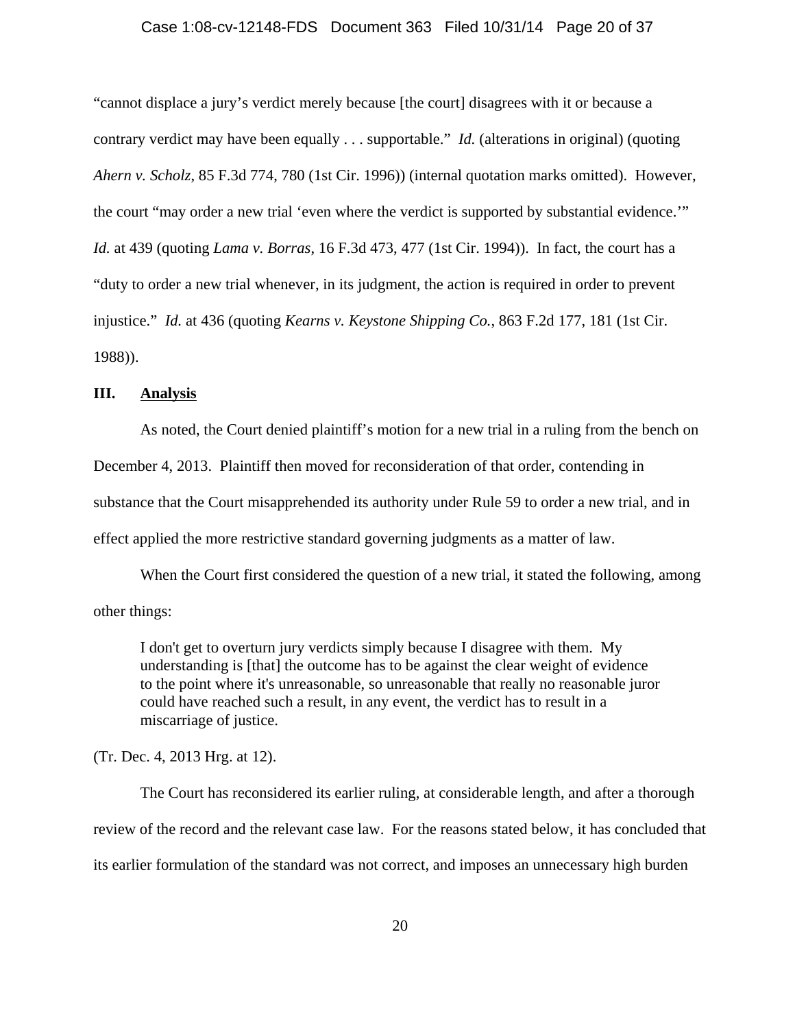"cannot displace a jury's verdict merely because [the court] disagrees with it or because a contrary verdict may have been equally . . . supportable." *Id.* (alterations in original) (quoting *Ahern v. Scholz*, 85 F.3d 774, 780 (1st Cir. 1996)) (internal quotation marks omitted). However, the court "may order a new trial 'even where the verdict is supported by substantial evidence.'" *Id.* at 439 (quoting *Lama v. Borras*, 16 F.3d 473, 477 (1st Cir. 1994)). In fact, the court has a "duty to order a new trial whenever, in its judgment, the action is required in order to prevent injustice." *Id.* at 436 (quoting *Kearns v. Keystone Shipping Co.*, 863 F.2d 177, 181 (1st Cir. 1988)).

## III. <u>Analysis</u>

As noted, the Court denied plaintiff's motion for a new trial in a ruling from the bench on December 4, 2013. Plaintiff then moved for reconsideration of that order, contending in substance that the Court misapprehended its authority under Rule 59 to order a new trial, and in effect applied the more restrictive standard governing judgments as a matter of law.

When the Court first considered the question of a new trial, it stated the following, among other things:

> I don't get to overturn jury verdicts simply because I disagree with them. My understanding is [that] the outcome has to be against the clear weight of evidence to the point where it's unreasonable, so unreasonable that really no reasonable juror could have reached such a result, in any event, the verdict has to result in a miscarriage of justice.

(Tr. Dec. 4, 2013 Hrg. at 12).

The Court has reconsidered its earlier ruling, at considerable length, and after a thorough review of the record and the relevant case law. For the reasons stated below, it has concluded that its earlier formulation of the standard was not correct, and imposes an unnecessary high burden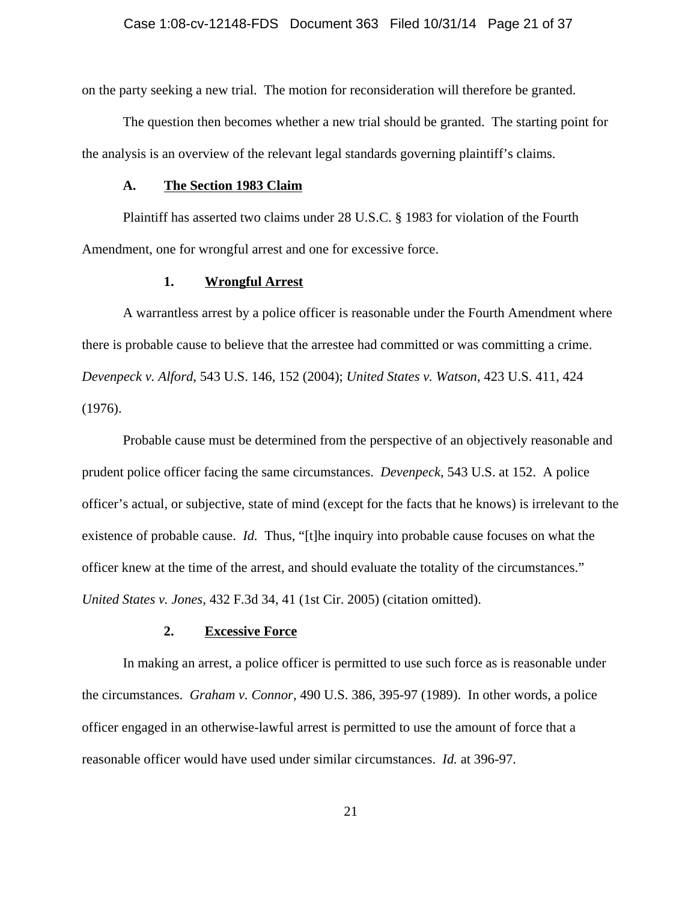on the party seeking a new trial. The motion for reconsideration will therefore be granted.

The question then becomes whether a new trial should be granted. The starting point for the analysis is an overview of the relevant legal standards governing plaintiff's claims.

### A. <u>The Section 1983 Claim</u>

Plaintiff has asserted two claims under 28 U.S.C. § 1983 for violation of the Fourth Amendment, one for wrongful arrest and one for excessive force.

#### 1. <u>Wrongful Arrest</u>

A warrantless arrest by a police officer is reasonable under the Fourth Amendment where there is probable cause to believe that the arrestee had committed or was committing a crime. *Devenpeck v. Alford*, 543 U.S. 146, 152 (2004); *United States v. Watson*, 423 U.S. 411, 424 (1976).

Probable cause must be determined from the perspective of an objectively reasonable and prudent police officer facing the same circumstances. *Devenpeck*, 543 U.S. at 152. A police officer's actual, or subjective, state of mind (except for the facts that he knows) is irrelevant to the existence of probable cause. *Id.* Thus, "[t]he inquiry into probable cause focuses on what the officer knew at the time of the arrest, and should evaluate the totality of the circumstances." *United States v. Jones*, 432 F.3d 34, 41 (1st Cir. 2005) (citation omitted).

#### 2. <u>Excessive Force</u>

In making an arrest, a police officer is permitted to use such force as is reasonable under the circumstances. *Graham v. Connor*, 490 U.S. 386, 395-97 (1989). In other words, a police officer engaged in an otherwise-lawful arrest is permitted to use the amount of force that a reasonable officer would have used under similar circumstances. *Id.* at 396-97.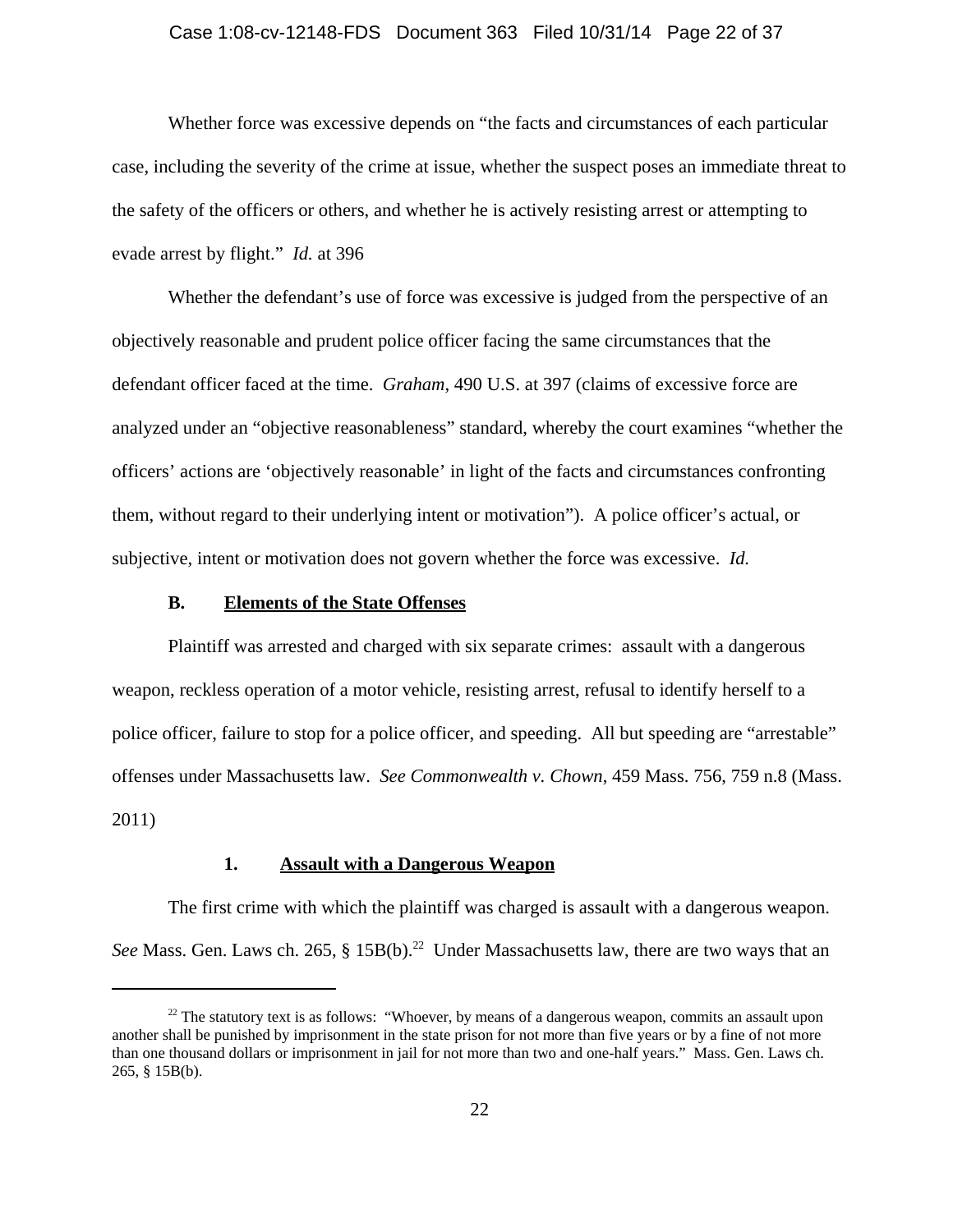Whether force was excessive depends on "the facts and circumstances of each particular case, including the severity of the crime at issue, whether the suspect poses an immediate threat to the safety of the officers or others, and whether he is actively resisting arrest or attempting to evade arrest by flight." *Id.* at 396

Whether the defendant's use of force was excessive is judged from the perspective of an objectively reasonable and prudent police officer facing the same circumstances that the defendant officer faced at the time. *Graham*, 490 U.S. at 397 (claims of excessive force are analyzed under an "objective reasonableness" standard, whereby the court examines "whether the officers' actions are 'objectively reasonable' in light of the facts and circumstances confronting them, without regard to their underlying intent or motivation"). A police officer's actual, or subjective, intent or motivation does not govern whether the force was excessive. *Id.*

### **B. <u>Elements of the State Offenses</u>**

Plaintiff was arrested and charged with six separate crimes: assault with a dangerous weapon, reckless operation of a motor vehicle, resisting arrest, refusal to identify herself to a police officer, failure to stop for a police officer, and speeding. All but speeding are "arrestable" offenses under Massachusetts law. *See Commonwealth v. Chown*, 459 Mass. 756, 759 n.8 (Mass. 2011)

#### **1. <u>Assault with a Dangerous Weapon</u>**

The first crime with which the plaintiff was charged is assault with a dangerous weapon. *See* Mass. Gen. Laws ch. 265, § 15B(b).[22] Under Massachusetts law, there are two ways that an

---

[22] The statutory text is as follows: "Whoever, by means of a dangerous weapon, commits an assault upon another shall be punished by imprisonment in the state prison for not more than five years or by a fine of not more than one thousand dollars or imprisonment in jail for not more than two and one-half years." Mass. Gen. Laws ch. 265, § 15B(b).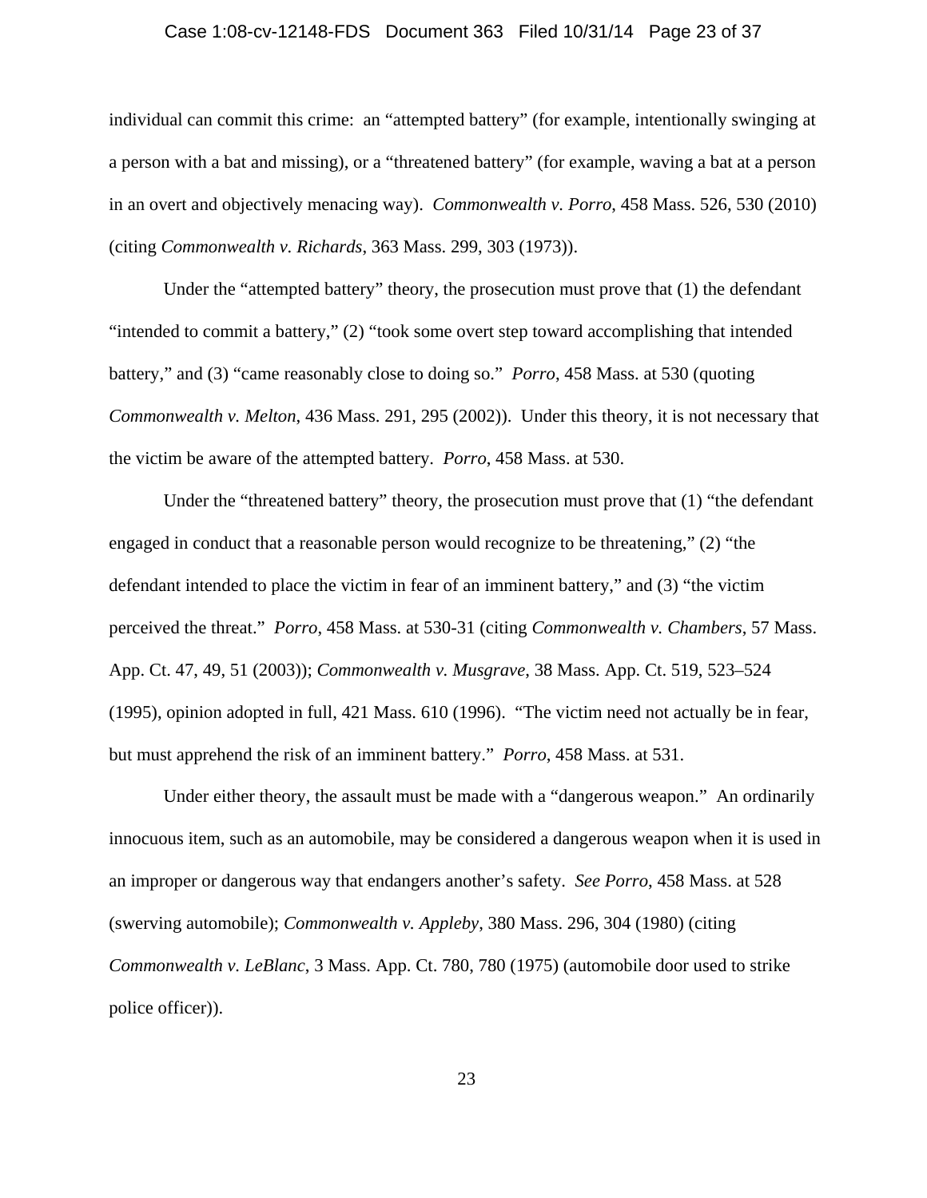individual can commit this crime: an "attempted battery" (for example, intentionally swinging at a person with a bat and missing), or a "threatened battery" (for example, waving a bat at a person in an overt and objectively menacing way). *Commonwealth v. Porro*, 458 Mass. 526, 530 (2010) (citing *Commonwealth v. Richards*, 363 Mass. 299, 303 (1973)).

Under the "attempted battery" theory, the prosecution must prove that (1) the defendant "intended to commit a battery," (2) "took some overt step toward accomplishing that intended battery," and (3) "came reasonably close to doing so." *Porro*, 458 Mass. at 530 (quoting *Commonwealth v. Melton*, 436 Mass. 291, 295 (2002)). Under this theory, it is not necessary that the victim be aware of the attempted battery. *Porro*, 458 Mass. at 530.

Under the "threatened battery" theory, the prosecution must prove that (1) "the defendant engaged in conduct that a reasonable person would recognize to be threatening," (2) "the defendant intended to place the victim in fear of an imminent battery," and (3) "the victim perceived the threat." *Porro*, 458 Mass. at 530-31 (citing *Commonwealth v. Chambers*, 57 Mass. App. Ct. 47, 49, 51 (2003)); *Commonwealth v. Musgrave*, 38 Mass. App. Ct. 519, 523–524 (1995), opinion adopted in full, 421 Mass. 610 (1996). "The victim need not actually be in fear, but must apprehend the risk of an imminent battery." *Porro*, 458 Mass. at 531.

Under either theory, the assault must be made with a "dangerous weapon." An ordinarily innocuous item, such as an automobile, may be considered a dangerous weapon when it is used in an improper or dangerous way that endangers another's safety. *See Porro*, 458 Mass. at 528 (swerving automobile); *Commonwealth v. Appleby*, 380 Mass. 296, 304 (1980) (citing *Commonwealth v. LeBlanc*, 3 Mass. App. Ct. 780, 780 (1975) (automobile door used to strike police officer)).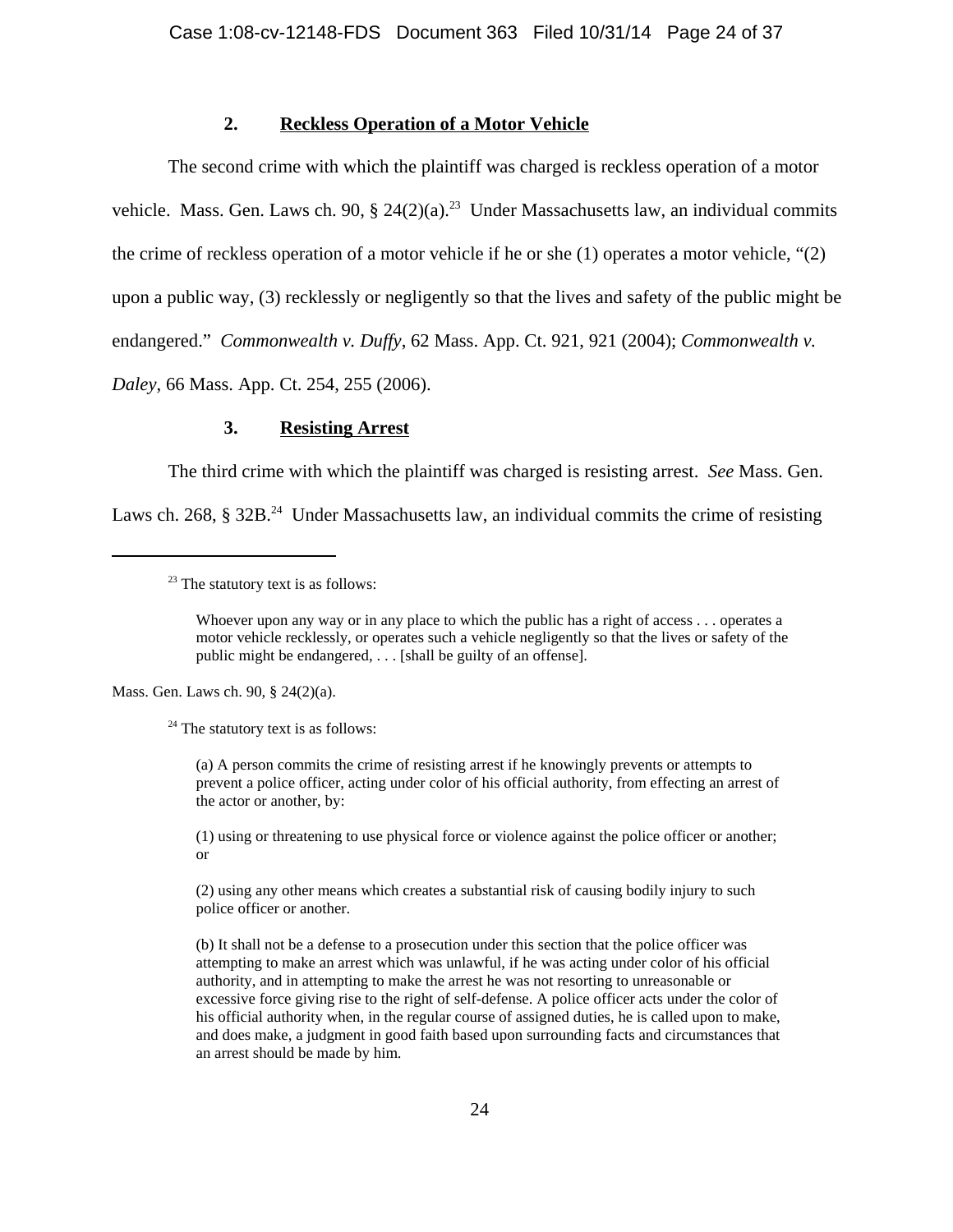### 2. Reckless Operation of a Motor Vehicle

The second crime with which the plaintiff was charged is reckless operation of a motor vehicle. Mass. Gen. Laws ch. 90, § 24(2)(a).[23] Under Massachusetts law, an individual commits the crime of reckless operation of a motor vehicle if he or she (1) operates a motor vehicle, "(2) upon a public way, (3) recklessly or negligently so that the lives and safety of the public might be endangered." *Commonwealth v. Duffy*, 62 Mass. App. Ct. 921, 921 (2004); *Commonwealth v. Daley*, 66 Mass. App. Ct. 254, 255 (2006).

### 3. Resisting Arrest

The third crime with which the plaintiff was charged is resisting arrest. *See* Mass. Gen. Laws ch. 268, § 32B.[24] Under Massachusetts law, an individual commits the crime of resisting

---

[23] The statutory text is as follows:

> Whoever upon any way or in any place to which the public has a right of access . . . operates a motor vehicle recklessly, or operates such a vehicle negligently so that the lives or safety of the public might be endangered, . . . [shall be guilty of an offense].

Mass. Gen. Laws ch. 90, § 24(2)(a).

[24] The statutory text is as follows:

> (a) A person commits the crime of resisting arrest if he knowingly prevents or attempts to prevent a police officer, acting under color of his official authority, from effecting an arrest of the actor or another, by:
>
> (1) using or threatening to use physical force or violence against the police officer or another; or
>
> (2) using any other means which creates a substantial risk of causing bodily injury to such police officer or another.
>
> (b) It shall not be a defense to a prosecution under this section that the police officer was attempting to make an arrest which was unlawful, if he was acting under color of his official authority, and in attempting to make the arrest he was not resorting to unreasonable or excessive force giving rise to the right of self-defense. A police officer acts under the color of his official authority when, in the regular course of assigned duties, he is called upon to make, and does make, a judgment in good faith based upon surrounding facts and circumstances that an arrest should be made by him.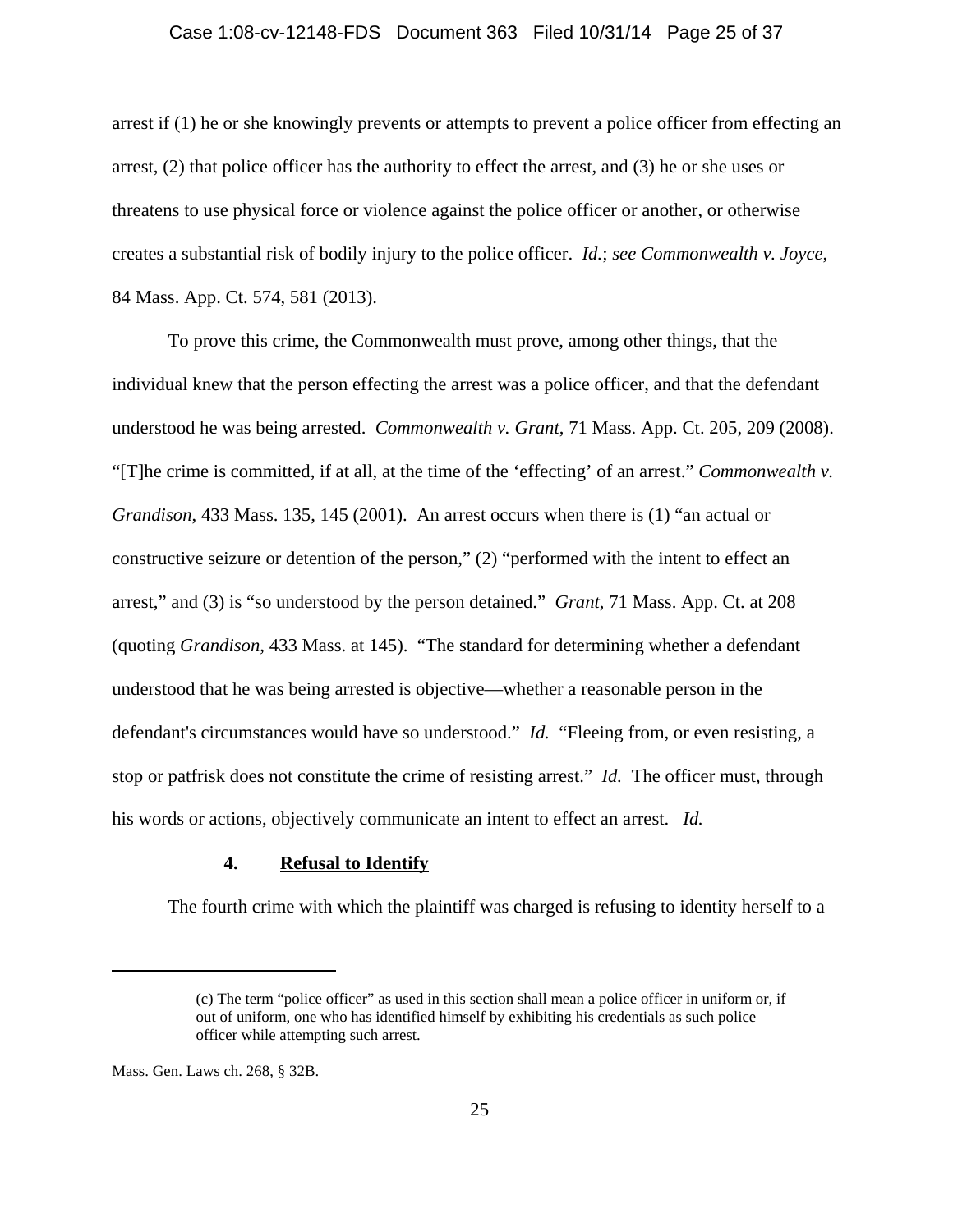arrest if (1) he or she knowingly prevents or attempts to prevent a police officer from effecting an arrest, (2) that police officer has the authority to effect the arrest, and (3) he or she uses or threatens to use physical force or violence against the police officer or another, or otherwise creates a substantial risk of bodily injury to the police officer. *Id.*; *see Commonwealth v. Joyce*, 84 Mass. App. Ct. 574, 581 (2013).

To prove this crime, the Commonwealth must prove, among other things, that the individual knew that the person effecting the arrest was a police officer, and that the defendant understood he was being arrested. *Commonwealth v. Grant*, 71 Mass. App. Ct. 205, 209 (2008). "[T]he crime is committed, if at all, at the time of the 'effecting' of an arrest." *Commonwealth v. Grandison*, 433 Mass. 135, 145 (2001). An arrest occurs when there is (1) "an actual or constructive seizure or detention of the person," (2) "performed with the intent to effect an arrest," and (3) is "so understood by the person detained." *Grant*, 71 Mass. App. Ct. at 208 (quoting *Grandison*, 433 Mass. at 145). "The standard for determining whether a defendant understood that he was being arrested is objective—whether a reasonable person in the defendant's circumstances would have so understood." *Id.* "Fleeing from, or even resisting, a stop or patfrisk does not constitute the crime of resisting arrest." *Id.* The officer must, through his words or actions, objectively communicate an intent to effect an arrest. *Id.*

#### 4. **Refusal to Identify**

The fourth crime with which the plaintiff was charged is refusing to identity herself to a

---

> (c) The term "police officer" as used in this section shall mean a police officer in uniform or, if out of uniform, one who has identified himself by exhibiting his credentials as such police officer while attempting such arrest.

Mass. Gen. Laws ch. 268, § 32B.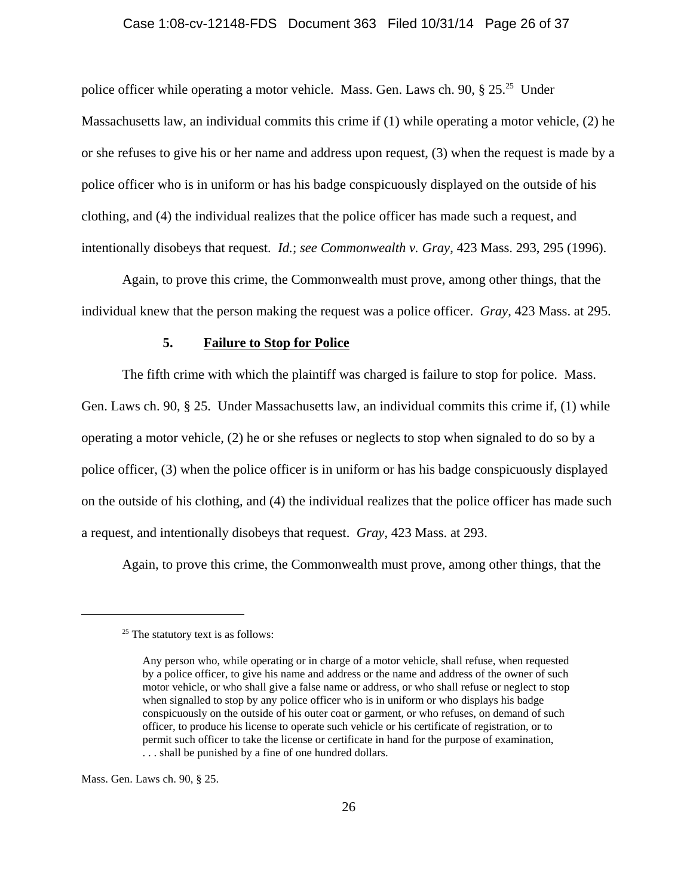police officer while operating a motor vehicle. Mass. Gen. Laws ch. 90, § 25.[25] Under Massachusetts law, an individual commits this crime if (1) while operating a motor vehicle, (2) he or she refuses to give his or her name and address upon request, (3) when the request is made by a police officer who is in uniform or has his badge conspicuously displayed on the outside of his clothing, and (4) the individual realizes that the police officer has made such a request, and intentionally disobeys that request. *Id.*; *see Commonwealth v. Gray*, 423 Mass. 293, 295 (1996).

Again, to prove this crime, the Commonwealth must prove, among other things, that the individual knew that the person making the request was a police officer. *Gray*, 423 Mass. at 295.

### 5. Failure to Stop for Police

The fifth crime with which the plaintiff was charged is failure to stop for police. Mass. Gen. Laws ch. 90, § 25. Under Massachusetts law, an individual commits this crime if, (1) while operating a motor vehicle, (2) he or she refuses or neglects to stop when signaled to do so by a police officer, (3) when the police officer is in uniform or has his badge conspicuously displayed on the outside of his clothing, and (4) the individual realizes that the police officer has made such a request, and intentionally disobeys that request. *Gray*, 423 Mass. at 293.

Again, to prove this crime, the Commonwealth must prove, among other things, that the

---

[25] The statutory text is as follows:

> Any person who, while operating or in charge of a motor vehicle, shall refuse, when requested by a police officer, to give his name and address or the name and address of the owner of such motor vehicle, or who shall give a false name or address, or who shall refuse or neglect to stop when signalled to stop by any police officer who is in uniform or who displays his badge conspicuously on the outside of his outer coat or garment, or who refuses, on demand of such officer, to produce his license to operate such vehicle or his certificate of registration, or to permit such officer to take the license or certificate in hand for the purpose of examination, . . . shall be punished by a fine of one hundred dollars.

Mass. Gen. Laws ch. 90, § 25.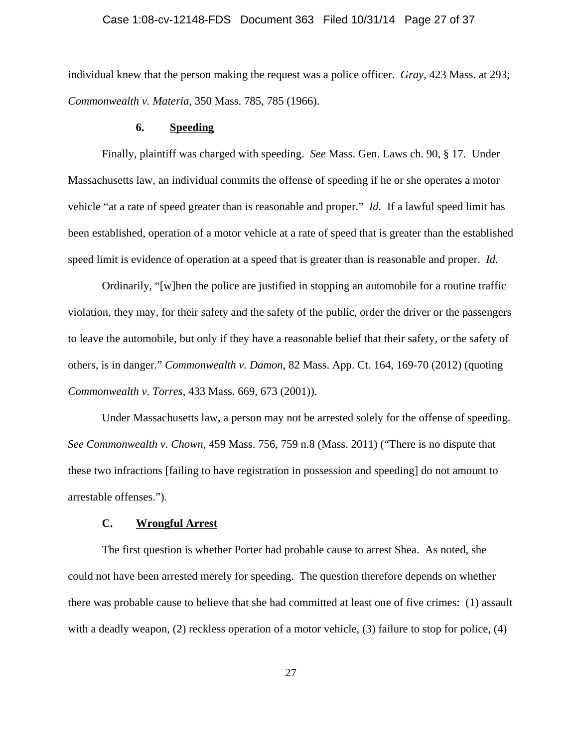individual knew that the person making the request was a police officer. *Gray*, 423 Mass. at 293; *Commonwealth v. Materia*, 350 Mass. 785, 785 (1966).

#### 6. Speeding

Finally, plaintiff was charged with speeding. *See* Mass. Gen. Laws ch. 90, § 17. Under Massachusetts law, an individual commits the offense of speeding if he or she operates a motor vehicle "at a rate of speed greater than is reasonable and proper." *Id.* If a lawful speed limit has been established, operation of a motor vehicle at a rate of speed that is greater than the established speed limit is evidence of operation at a speed that is greater than is reasonable and proper. *Id.*

Ordinarily, "[w]hen the police are justified in stopping an automobile for a routine traffic violation, they may, for their safety and the safety of the public, order the driver or the passengers to leave the automobile, but only if they have a reasonable belief that their safety, or the safety of others, is in danger." *Commonwealth v. Damon*, 82 Mass. App. Ct. 164, 169-70 (2012) (quoting *Commonwealth v. Torres*, 433 Mass. 669, 673 (2001)).

Under Massachusetts law, a person may not be arrested solely for the offense of speeding. *See Commonwealth v. Chown*, 459 Mass. 756, 759 n.8 (Mass. 2011) ("There is no dispute that these two infractions [failing to have registration in possession and speeding] do not amount to arrestable offenses.").

### C. Wrongful Arrest

The first question is whether Porter had probable cause to arrest Shea. As noted, she could not have been arrested merely for speeding. The question therefore depends on whether there was probable cause to believe that she had committed at least one of five crimes: (1) assault with a deadly weapon, (2) reckless operation of a motor vehicle, (3) failure to stop for police, (4)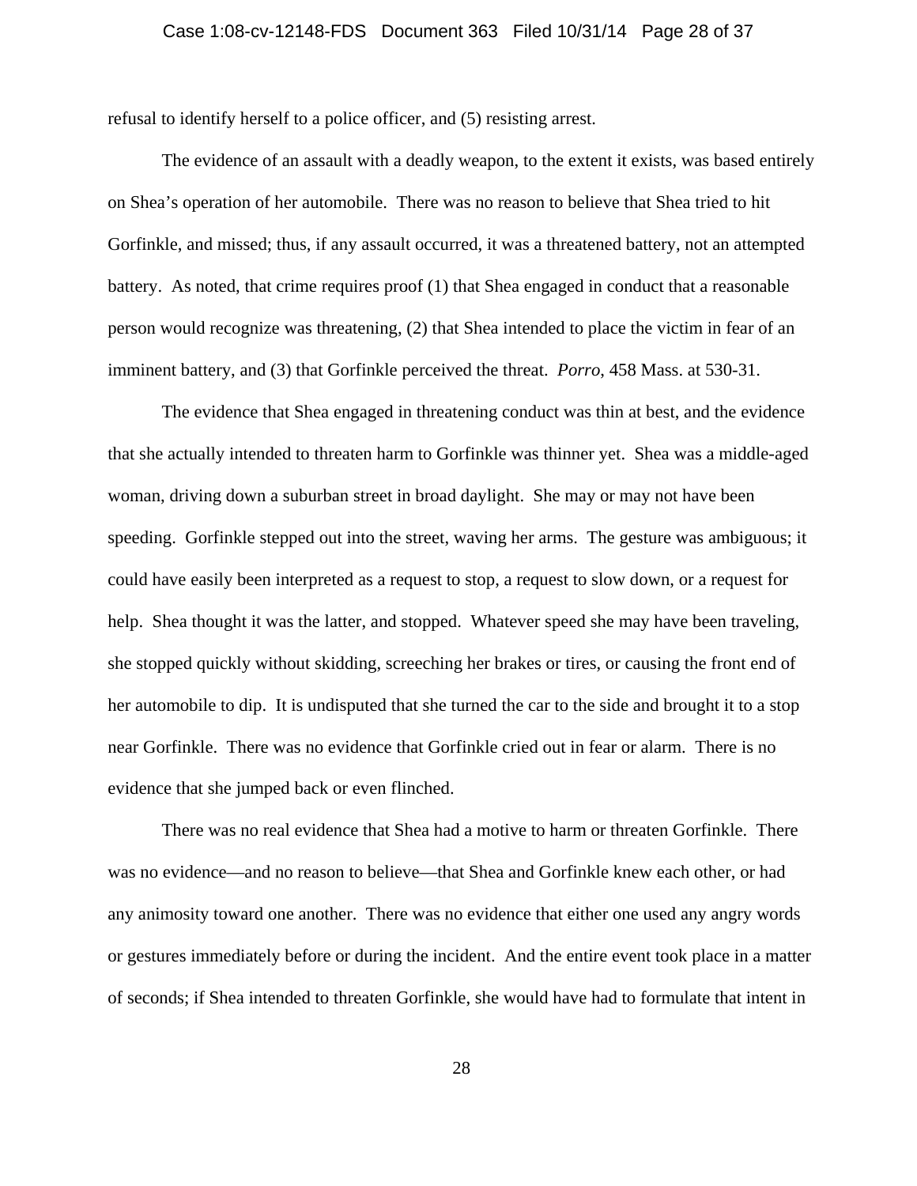refusal to identify herself to a police officer, and (5) resisting arrest.

The evidence of an assault with a deadly weapon, to the extent it exists, was based entirely on Shea's operation of her automobile. There was no reason to believe that Shea tried to hit Gorfinkle, and missed; thus, if any assault occurred, it was a threatened battery, not an attempted battery. As noted, that crime requires proof (1) that Shea engaged in conduct that a reasonable person would recognize was threatening, (2) that Shea intended to place the victim in fear of an imminent battery, and (3) that Gorfinkle perceived the threat. *Porro*, 458 Mass. at 530-31.

The evidence that Shea engaged in threatening conduct was thin at best, and the evidence that she actually intended to threaten harm to Gorfinkle was thinner yet. Shea was a middle-aged woman, driving down a suburban street in broad daylight. She may or may not have been speeding. Gorfinkle stepped out into the street, waving her arms. The gesture was ambiguous; it could have easily been interpreted as a request to stop, a request to slow down, or a request for help. Shea thought it was the latter, and stopped. Whatever speed she may have been traveling, she stopped quickly without skidding, screeching her brakes or tires, or causing the front end of her automobile to dip. It is undisputed that she turned the car to the side and brought it to a stop near Gorfinkle. There was no evidence that Gorfinkle cried out in fear or alarm. There is no evidence that she jumped back or even flinched.

There was no real evidence that Shea had a motive to harm or threaten Gorfinkle. There was no evidence—and no reason to believe—that Shea and Gorfinkle knew each other, or had any animosity toward one another. There was no evidence that either one used any angry words or gestures immediately before or during the incident. And the entire event took place in a matter of seconds; if Shea intended to threaten Gorfinkle, she would have had to formulate that intent in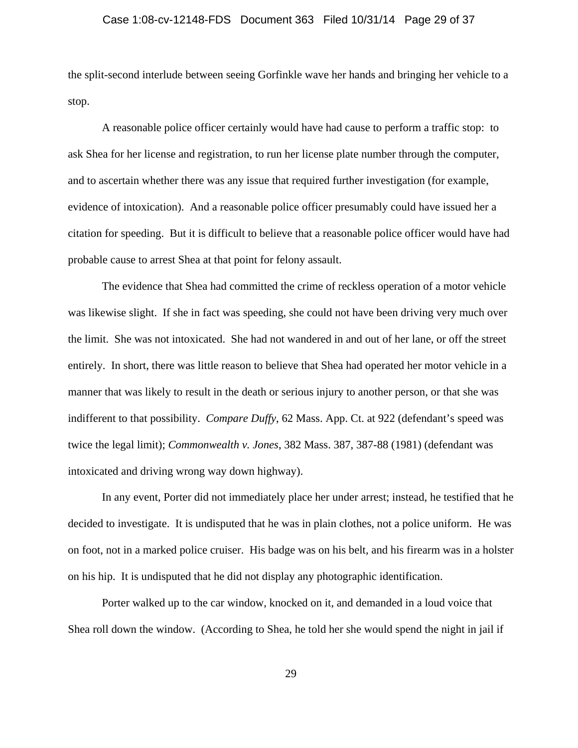the split-second interlude between seeing Gorfinkle wave her hands and bringing her vehicle to a stop.

A reasonable police officer certainly would have had cause to perform a traffic stop: to ask Shea for her license and registration, to run her license plate number through the computer, and to ascertain whether there was any issue that required further investigation (for example, evidence of intoxication). And a reasonable police officer presumably could have issued her a citation for speeding. But it is difficult to believe that a reasonable police officer would have had probable cause to arrest Shea at that point for felony assault.

The evidence that Shea had committed the crime of reckless operation of a motor vehicle was likewise slight. If she in fact was speeding, she could not have been driving very much over the limit. She was not intoxicated. She had not wandered in and out of her lane, or off the street entirely. In short, there was little reason to believe that Shea had operated her motor vehicle in a manner that was likely to result in the death or serious injury to another person, or that she was indifferent to that possibility. *Compare Duffy*, 62 Mass. App. Ct. at 922 (defendant's speed was twice the legal limit); *Commonwealth v. Jones*, 382 Mass. 387, 387-88 (1981) (defendant was intoxicated and driving wrong way down highway).

In any event, Porter did not immediately place her under arrest; instead, he testified that he decided to investigate. It is undisputed that he was in plain clothes, not a police uniform. He was on foot, not in a marked police cruiser. His badge was on his belt, and his firearm was in a holster on his hip. It is undisputed that he did not display any photographic identification.

Porter walked up to the car window, knocked on it, and demanded in a loud voice that Shea roll down the window. (According to Shea, he told her she would spend the night in jail if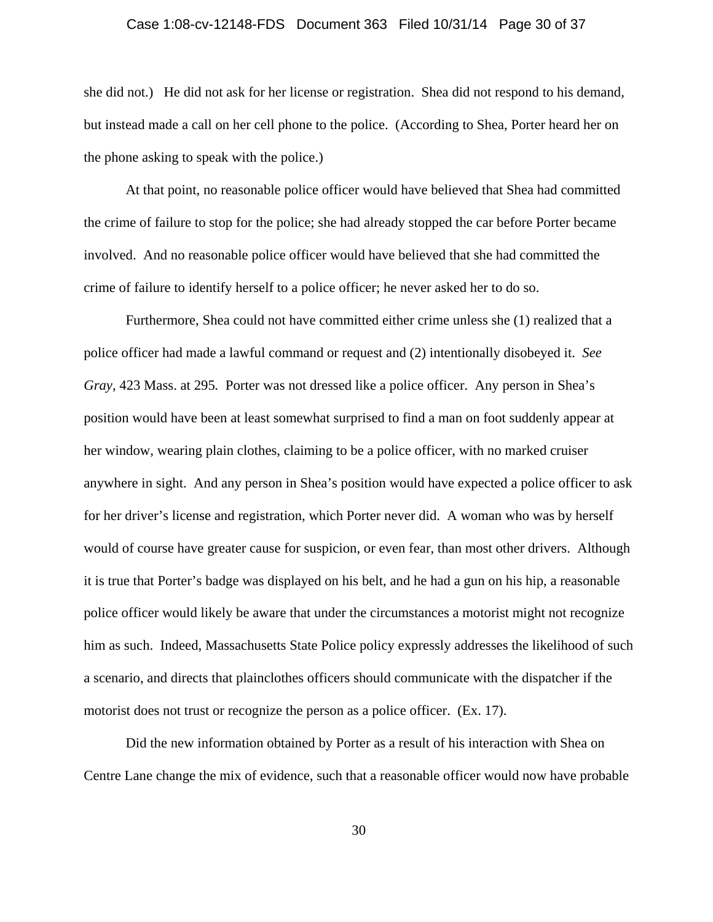she did not.) He did not ask for her license or registration. Shea did not respond to his demand, but instead made a call on her cell phone to the police. (According to Shea, Porter heard her on the phone asking to speak with the police.)

At that point, no reasonable police officer would have believed that Shea had committed the crime of failure to stop for the police; she had already stopped the car before Porter became involved. And no reasonable police officer would have believed that she had committed the crime of failure to identify herself to a police officer; he never asked her to do so.

Furthermore, Shea could not have committed either crime unless she (1) realized that a police officer had made a lawful command or request and (2) intentionally disobeyed it. *See Gray*, 423 Mass. at 295. Porter was not dressed like a police officer. Any person in Shea's position would have been at least somewhat surprised to find a man on foot suddenly appear at her window, wearing plain clothes, claiming to be a police officer, with no marked cruiser anywhere in sight. And any person in Shea's position would have expected a police officer to ask for her driver's license and registration, which Porter never did. A woman who was by herself would of course have greater cause for suspicion, or even fear, than most other drivers. Although it is true that Porter's badge was displayed on his belt, and he had a gun on his hip, a reasonable police officer would likely be aware that under the circumstances a motorist might not recognize him as such. Indeed, Massachusetts State Police policy expressly addresses the likelihood of such a scenario, and directs that plainclothes officers should communicate with the dispatcher if the motorist does not trust or recognize the person as a police officer. (Ex. 17).

Did the new information obtained by Porter as a result of his interaction with Shea on Centre Lane change the mix of evidence, such that a reasonable officer would now have probable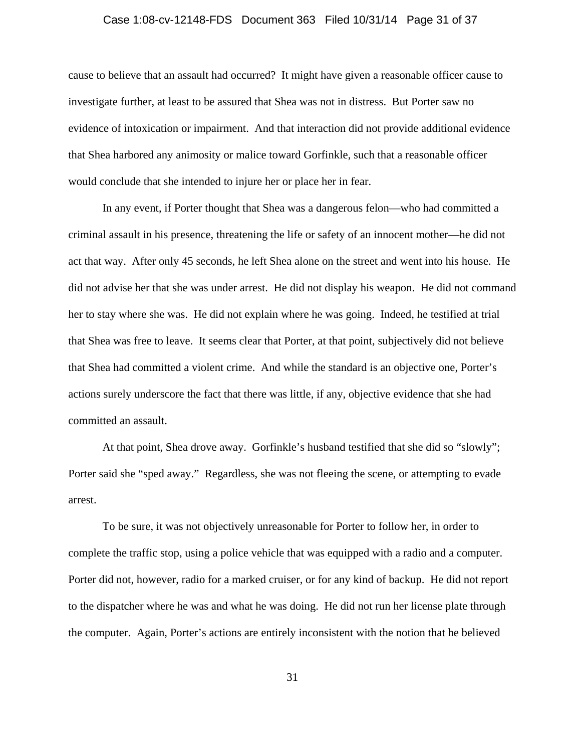cause to believe that an assault had occurred? It might have given a reasonable officer cause to investigate further, at least to be assured that Shea was not in distress. But Porter saw no evidence of intoxication or impairment. And that interaction did not provide additional evidence that Shea harbored any animosity or malice toward Gorfinkle, such that a reasonable officer would conclude that she intended to injure her or place her in fear.

In any event, if Porter thought that Shea was a dangerous felon—who had committed a criminal assault in his presence, threatening the life or safety of an innocent mother—he did not act that way. After only 45 seconds, he left Shea alone on the street and went into his house. He did not advise her that she was under arrest. He did not display his weapon. He did not command her to stay where she was. He did not explain where he was going. Indeed, he testified at trial that Shea was free to leave. It seems clear that Porter, at that point, subjectively did not believe that Shea had committed a violent crime. And while the standard is an objective one, Porter's actions surely underscore the fact that there was little, if any, objective evidence that she had committed an assault.

At that point, Shea drove away. Gorfinkle's husband testified that she did so "slowly"; Porter said she "sped away." Regardless, she was not fleeing the scene, or attempting to evade arrest.

To be sure, it was not objectively unreasonable for Porter to follow her, in order to complete the traffic stop, using a police vehicle that was equipped with a radio and a computer. Porter did not, however, radio for a marked cruiser, or for any kind of backup. He did not report to the dispatcher where he was and what he was doing. He did not run her license plate through the computer. Again, Porter's actions are entirely inconsistent with the notion that he believed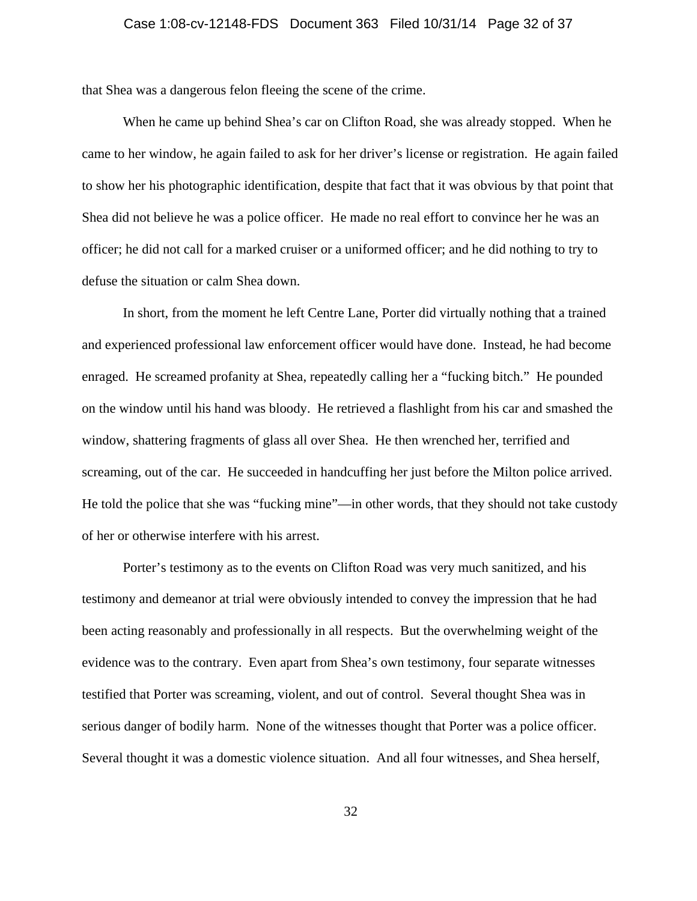that Shea was a dangerous felon fleeing the scene of the crime.

When he came up behind Shea's car on Clifton Road, she was already stopped. When he came to her window, he again failed to ask for her driver's license or registration. He again failed to show her his photographic identification, despite that fact that it was obvious by that point that Shea did not believe he was a police officer. He made no real effort to convince her he was an officer; he did not call for a marked cruiser or a uniformed officer; and he did nothing to try to defuse the situation or calm Shea down.

In short, from the moment he left Centre Lane, Porter did virtually nothing that a trained and experienced professional law enforcement officer would have done. Instead, he had become enraged. He screamed profanity at Shea, repeatedly calling her a "fucking bitch." He pounded on the window until his hand was bloody. He retrieved a flashlight from his car and smashed the window, shattering fragments of glass all over Shea. He then wrenched her, terrified and screaming, out of the car. He succeeded in handcuffing her just before the Milton police arrived. He told the police that she was "fucking mine"—in other words, that they should not take custody of her or otherwise interfere with his arrest.

Porter's testimony as to the events on Clifton Road was very much sanitized, and his testimony and demeanor at trial were obviously intended to convey the impression that he had been acting reasonably and professionally in all respects. But the overwhelming weight of the evidence was to the contrary. Even apart from Shea's own testimony, four separate witnesses testified that Porter was screaming, violent, and out of control. Several thought Shea was in serious danger of bodily harm. None of the witnesses thought that Porter was a police officer. Several thought it was a domestic violence situation. And all four witnesses, and Shea herself,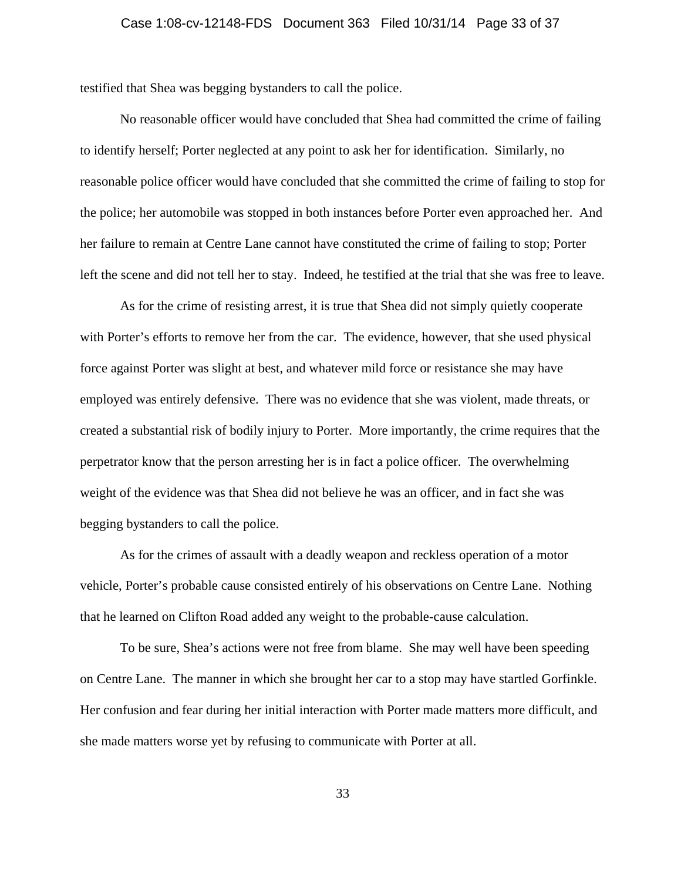testified that Shea was begging bystanders to call the police.

No reasonable officer would have concluded that Shea had committed the crime of failing to identify herself; Porter neglected at any point to ask her for identification. Similarly, no reasonable police officer would have concluded that she committed the crime of failing to stop for the police; her automobile was stopped in both instances before Porter even approached her. And her failure to remain at Centre Lane cannot have constituted the crime of failing to stop; Porter left the scene and did not tell her to stay. Indeed, he testified at the trial that she was free to leave.

As for the crime of resisting arrest, it is true that Shea did not simply quietly cooperate with Porter's efforts to remove her from the car. The evidence, however, that she used physical force against Porter was slight at best, and whatever mild force or resistance she may have employed was entirely defensive. There was no evidence that she was violent, made threats, or created a substantial risk of bodily injury to Porter. More importantly, the crime requires that the perpetrator know that the person arresting her is in fact a police officer. The overwhelming weight of the evidence was that Shea did not believe he was an officer, and in fact she was begging bystanders to call the police.

As for the crimes of assault with a deadly weapon and reckless operation of a motor vehicle, Porter's probable cause consisted entirely of his observations on Centre Lane. Nothing that he learned on Clifton Road added any weight to the probable-cause calculation.

To be sure, Shea's actions were not free from blame. She may well have been speeding on Centre Lane. The manner in which she brought her car to a stop may have startled Gorfinkle. Her confusion and fear during her initial interaction with Porter made matters more difficult, and she made matters worse yet by refusing to communicate with Porter at all.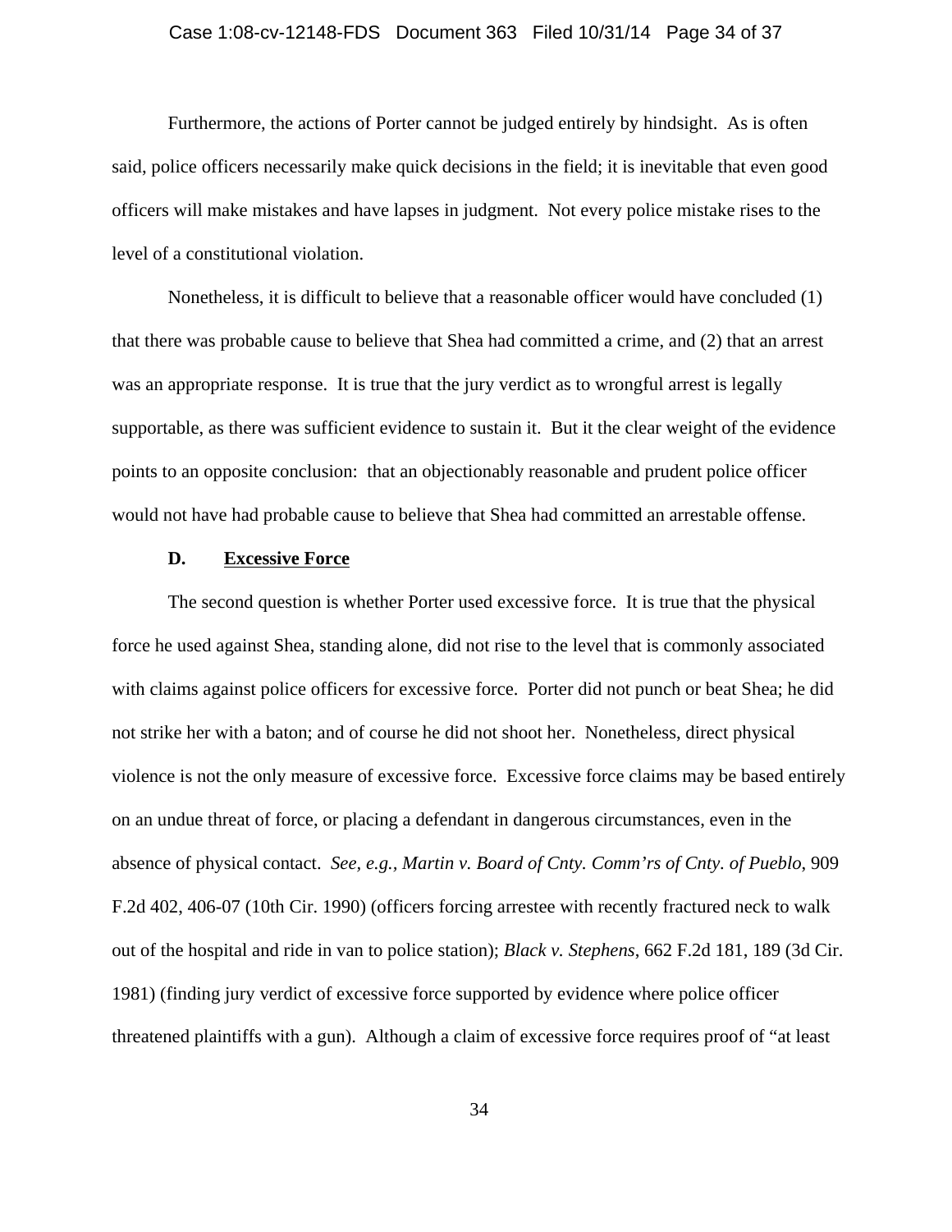Furthermore, the actions of Porter cannot be judged entirely by hindsight. As is often said, police officers necessarily make quick decisions in the field; it is inevitable that even good officers will make mistakes and have lapses in judgment. Not every police mistake rises to the level of a constitutional violation.

Nonetheless, it is difficult to believe that a reasonable officer would have concluded (1) that there was probable cause to believe that Shea had committed a crime, and (2) that an arrest was an appropriate response. It is true that the jury verdict as to wrongful arrest is legally supportable, as there was sufficient evidence to sustain it. But it the clear weight of the evidence points to an opposite conclusion: that an objectionably reasonable and prudent police officer would not have had probable cause to believe that Shea had committed an arrestable offense.

### D. <u>Excessive Force</u>

The second question is whether Porter used excessive force. It is true that the physical force he used against Shea, standing alone, did not rise to the level that is commonly associated with claims against police officers for excessive force. Porter did not punch or beat Shea; he did not strike her with a baton; and of course he did not shoot her. Nonetheless, direct physical violence is not the only measure of excessive force. Excessive force claims may be based entirely on an undue threat of force, or placing a defendant in dangerous circumstances, even in the absence of physical contact. *See, e.g.*, *Martin v. Board of Cnty. Comm'rs of Cnty. of Pueblo*, 909 F.2d 402, 406-07 (10th Cir. 1990) (officers forcing arrestee with recently fractured neck to walk out of the hospital and ride in van to police station); *Black v. Stephens*, 662 F.2d 181, 189 (3d Cir. 1981) (finding jury verdict of excessive force supported by evidence where police officer threatened plaintiffs with a gun). Although a claim of excessive force requires proof of "at least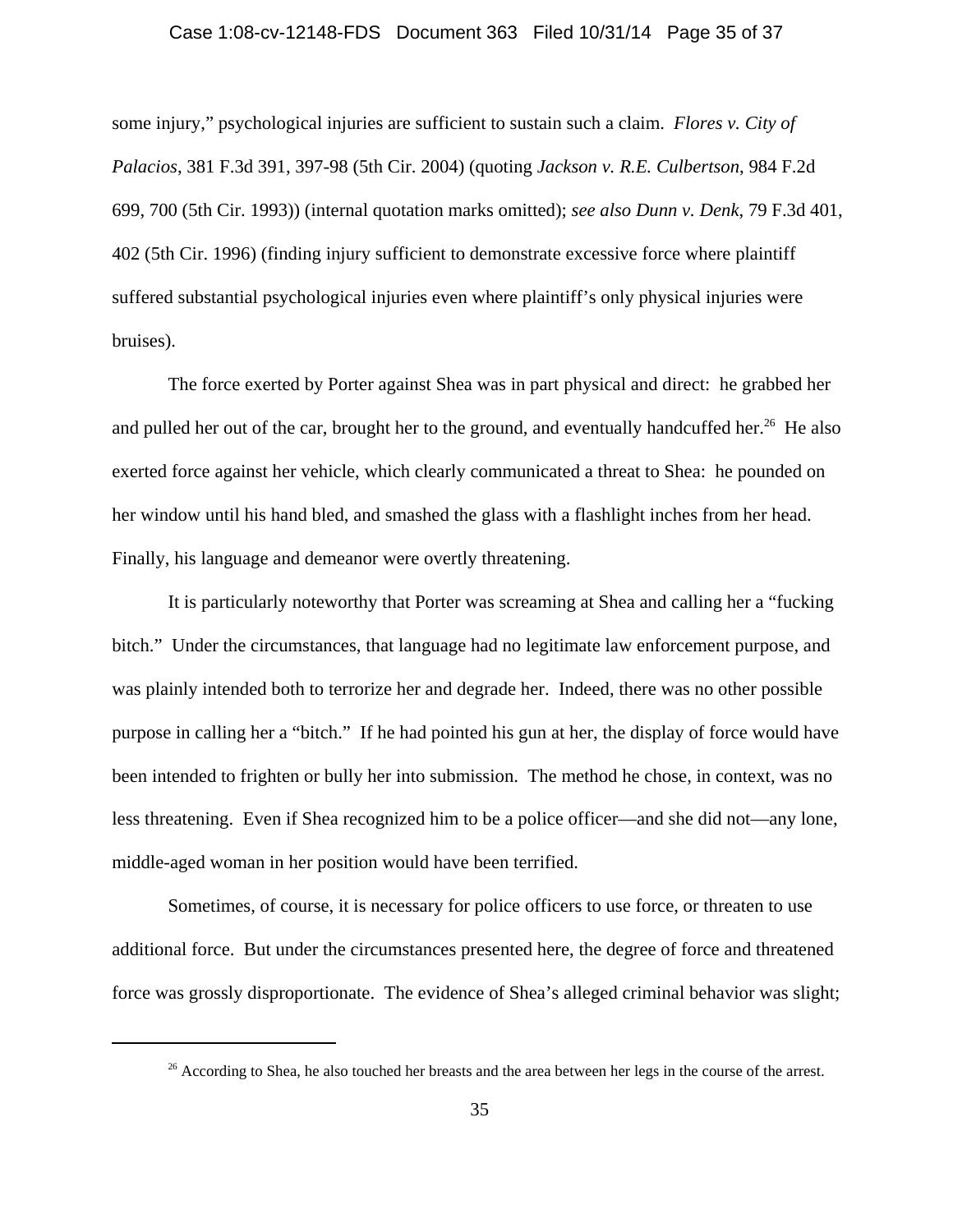some injury," psychological injuries are sufficient to sustain such a claim. *Flores v. City of Palacios*, 381 F.3d 391, 397-98 (5th Cir. 2004) (quoting *Jackson v. R.E. Culbertson*, 984 F.2d 699, 700 (5th Cir. 1993)) (internal quotation marks omitted); *see also Dunn v. Denk*, 79 F.3d 401, 402 (5th Cir. 1996) (finding injury sufficient to demonstrate excessive force where plaintiff suffered substantial psychological injuries even where plaintiff's only physical injuries were bruises).

The force exerted by Porter against Shea was in part physical and direct: he grabbed her and pulled her out of the car, brought her to the ground, and eventually handcuffed her.[26] He also exerted force against her vehicle, which clearly communicated a threat to Shea: he pounded on her window until his hand bled, and smashed the glass with a flashlight inches from her head. Finally, his language and demeanor were overtly threatening.

It is particularly noteworthy that Porter was screaming at Shea and calling her a "fucking bitch." Under the circumstances, that language had no legitimate law enforcement purpose, and was plainly intended both to terrorize her and degrade her. Indeed, there was no other possible purpose in calling her a "bitch." If he had pointed his gun at her, the display of force would have been intended to frighten or bully her into submission. The method he chose, in context, was no less threatening. Even if Shea recognized him to be a police officer—and she did not—any lone, middle-aged woman in her position would have been terrified.

Sometimes, of course, it is necessary for police officers to use force, or threaten to use additional force. But under the circumstances presented here, the degree of force and threatened force was grossly disproportionate. The evidence of Shea's alleged criminal behavior was slight;

---

[26] According to Shea, he also touched her breasts and the area between her legs in the course of the arrest.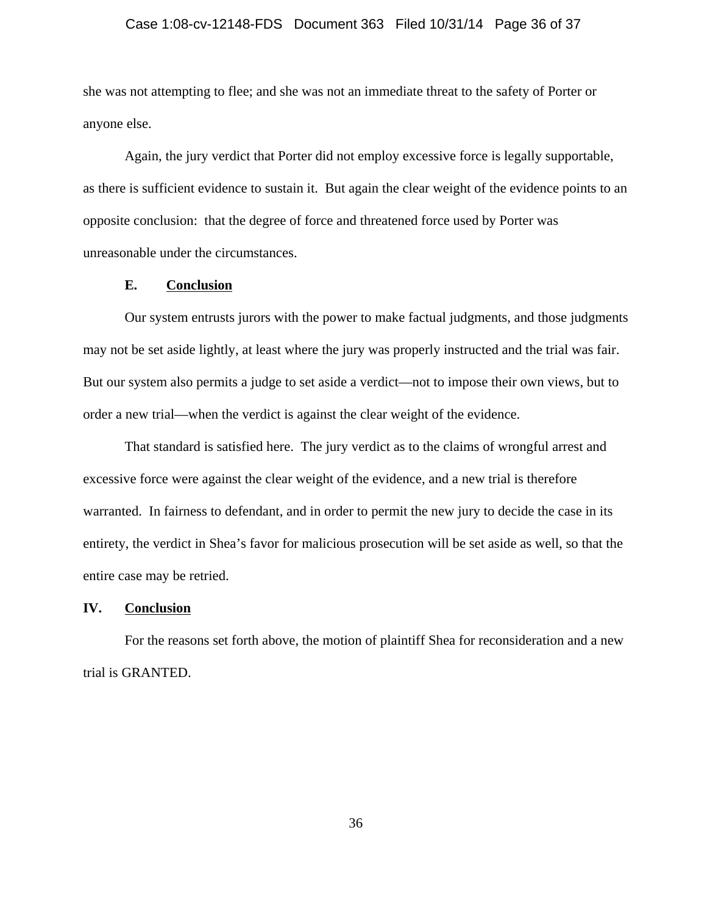she was not attempting to flee; and she was not an immediate threat to the safety of Porter or anyone else.

Again, the jury verdict that Porter did not employ excessive force is legally supportable, as there is sufficient evidence to sustain it. But again the clear weight of the evidence points to an opposite conclusion: that the degree of force and threatened force used by Porter was unreasonable under the circumstances.

### E. Conclusion

Our system entrusts jurors with the power to make factual judgments, and those judgments may not be set aside lightly, at least where the jury was properly instructed and the trial was fair. But our system also permits a judge to set aside a verdict—not to impose their own views, but to order a new trial—when the verdict is against the clear weight of the evidence.

That standard is satisfied here. The jury verdict as to the claims of wrongful arrest and excessive force were against the clear weight of the evidence, and a new trial is therefore warranted. In fairness to defendant, and in order to permit the new jury to decide the case in its entirety, the verdict in Shea's favor for malicious prosecution will be set aside as well, so that the entire case may be retried.

## IV. Conclusion

For the reasons set forth above, the motion of plaintiff Shea for reconsideration and a new trial is GRANTED.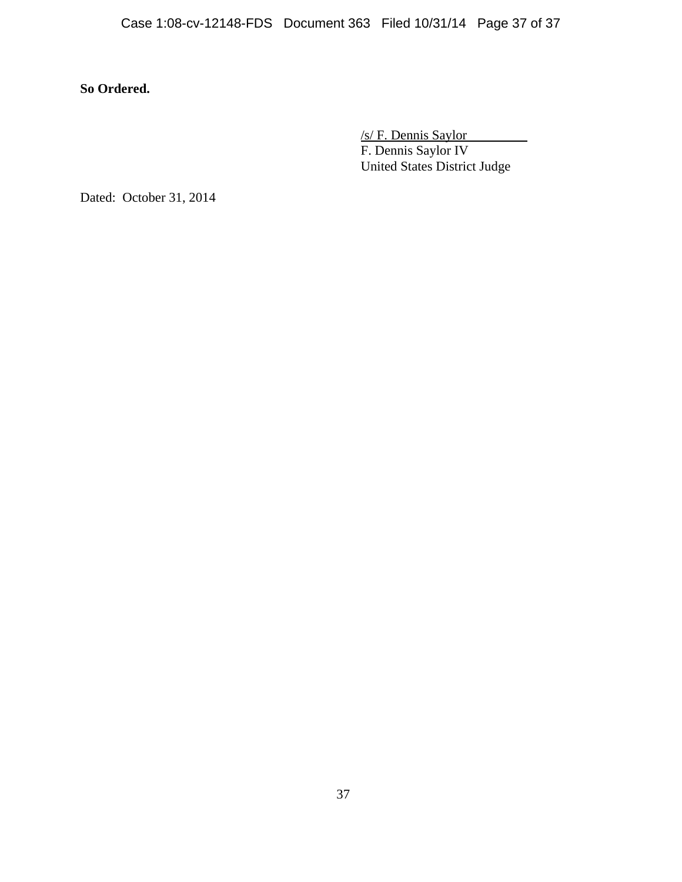**So Ordered.**

/s/ F. Dennis Saylor
F. Dennis Saylor IV
United States District Judge

Dated: October 31, 2014